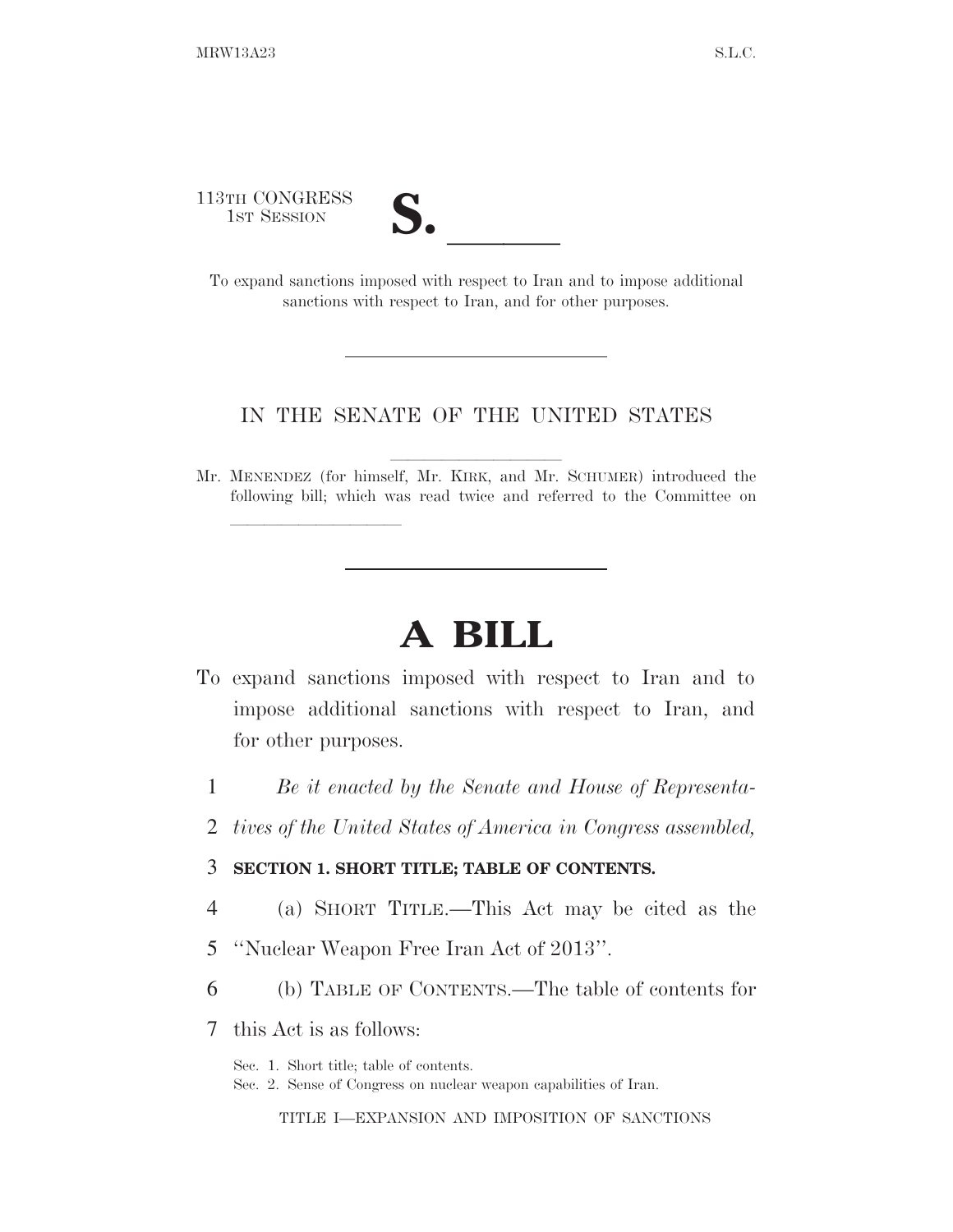113TH CONGRESS
1ST SESSION

# S. \_\_\_\_\_\_

To expand sanctions imposed with respect to Iran and to impose additional sanctions with respect to Iran, and for other purposes.

---

IN THE SENATE OF THE UNITED STATES

Mr. MENENDEZ (for himself, Mr. KIRK, and Mr. SCHUMER) introduced the following bill; which was read twice and referred to the Committee on \_\_\_\_\_\_\_\_\_\_

---

# A BILL

To expand sanctions imposed with respect to Iran and to impose additional sanctions with respect to Iran, and for other purposes.

1 *Be it enacted by the Senate and House of Representa-*
2 *tives of the United States of America in Congress assembled,*

3 **SECTION 1. SHORT TITLE; TABLE OF CONTENTS.**

4 (a) SHORT TITLE.—This Act may be cited as the
5 ''Nuclear Weapon Free Iran Act of 2013''.

6 (b) TABLE OF CONTENTS.—The table of contents for
7 this Act is as follows:

Sec. 1. Short title; table of contents.
Sec. 2. Sense of Congress on nuclear weapon capabilities of Iran.

TITLE I—EXPANSION AND IMPOSITION OF SANCTIONS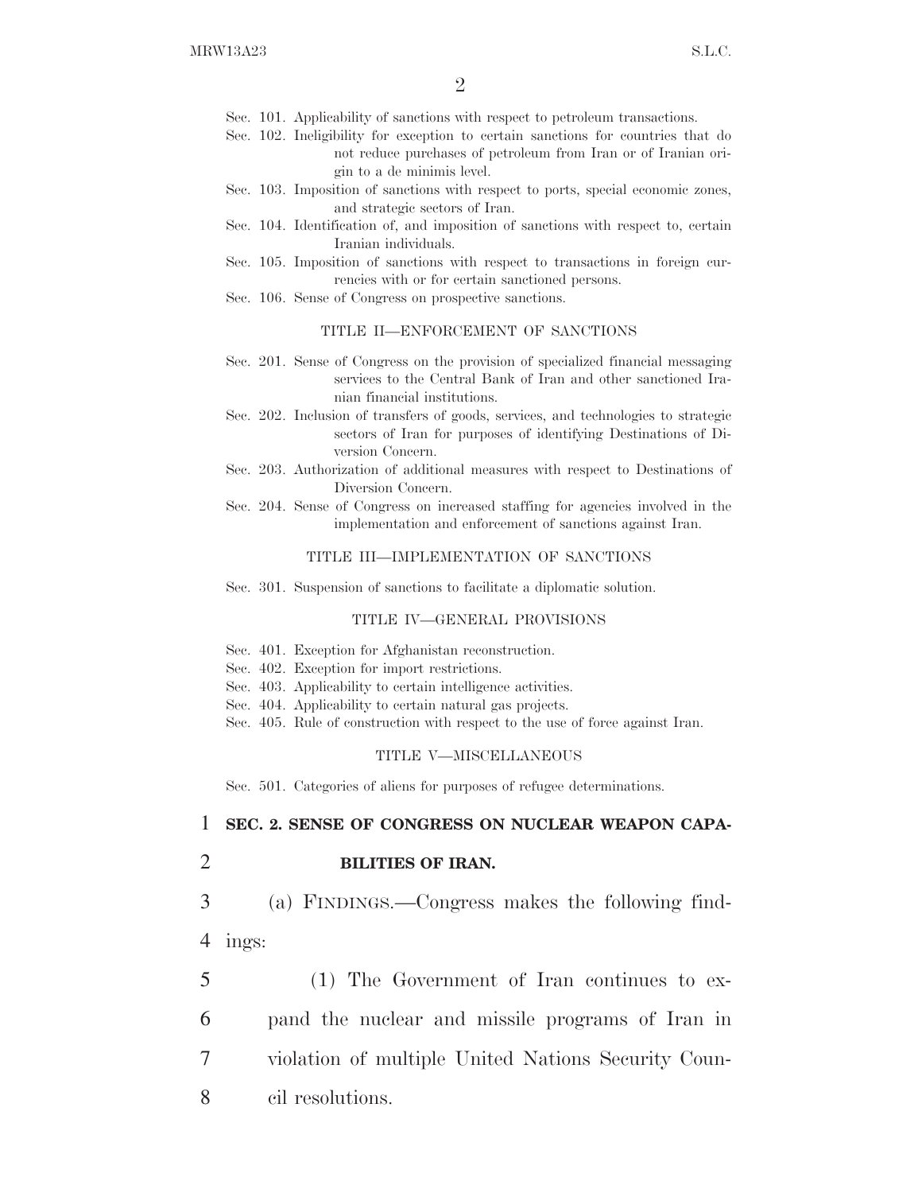Sec. 101. Applicability of sanctions with respect to petroleum transactions.
Sec. 102. Ineligibility for exception to certain sanctions for countries that do not reduce purchases of petroleum from Iran or of Iranian origin to a de minimis level.
Sec. 103. Imposition of sanctions with respect to ports, special economic zones, and strategic sectors of Iran.
Sec. 104. Identification of, and imposition of sanctions with respect to, certain Iranian individuals.
Sec. 105. Imposition of sanctions with respect to transactions in foreign currencies with or for certain sanctioned persons.
Sec. 106. Sense of Congress on prospective sanctions.

TITLE II—ENFORCEMENT OF SANCTIONS

Sec. 201. Sense of Congress on the provision of specialized financial messaging services to the Central Bank of Iran and other sanctioned Iranian financial institutions.
Sec. 202. Inclusion of transfers of goods, services, and technologies to strategic sectors of Iran for purposes of identifying Destinations of Diversion Concern.
Sec. 203. Authorization of additional measures with respect to Destinations of Diversion Concern.
Sec. 204. Sense of Congress on increased staffing for agencies involved in the implementation and enforcement of sanctions against Iran.

TITLE III—IMPLEMENTATION OF SANCTIONS

Sec. 301. Suspension of sanctions to facilitate a diplomatic solution.

TITLE IV—GENERAL PROVISIONS

Sec. 401. Exception for Afghanistan reconstruction.
Sec. 402. Exception for import restrictions.
Sec. 403. Applicability to certain intelligence activities.
Sec. 404. Applicability to certain natural gas projects.
Sec. 405. Rule of construction with respect to the use of force against Iran.

TITLE V—MISCELLANEOUS

Sec. 501. Categories of aliens for purposes of refugee determinations.

**SEC. 2. SENSE OF CONGRESS ON NUCLEAR WEAPON CAPABILITIES OF IRAN.**

(a) FINDINGS.—Congress makes the following findings:

(1) The Government of Iran continues to expand the nuclear and missile programs of Iran in violation of multiple United Nations Security Council resolutions.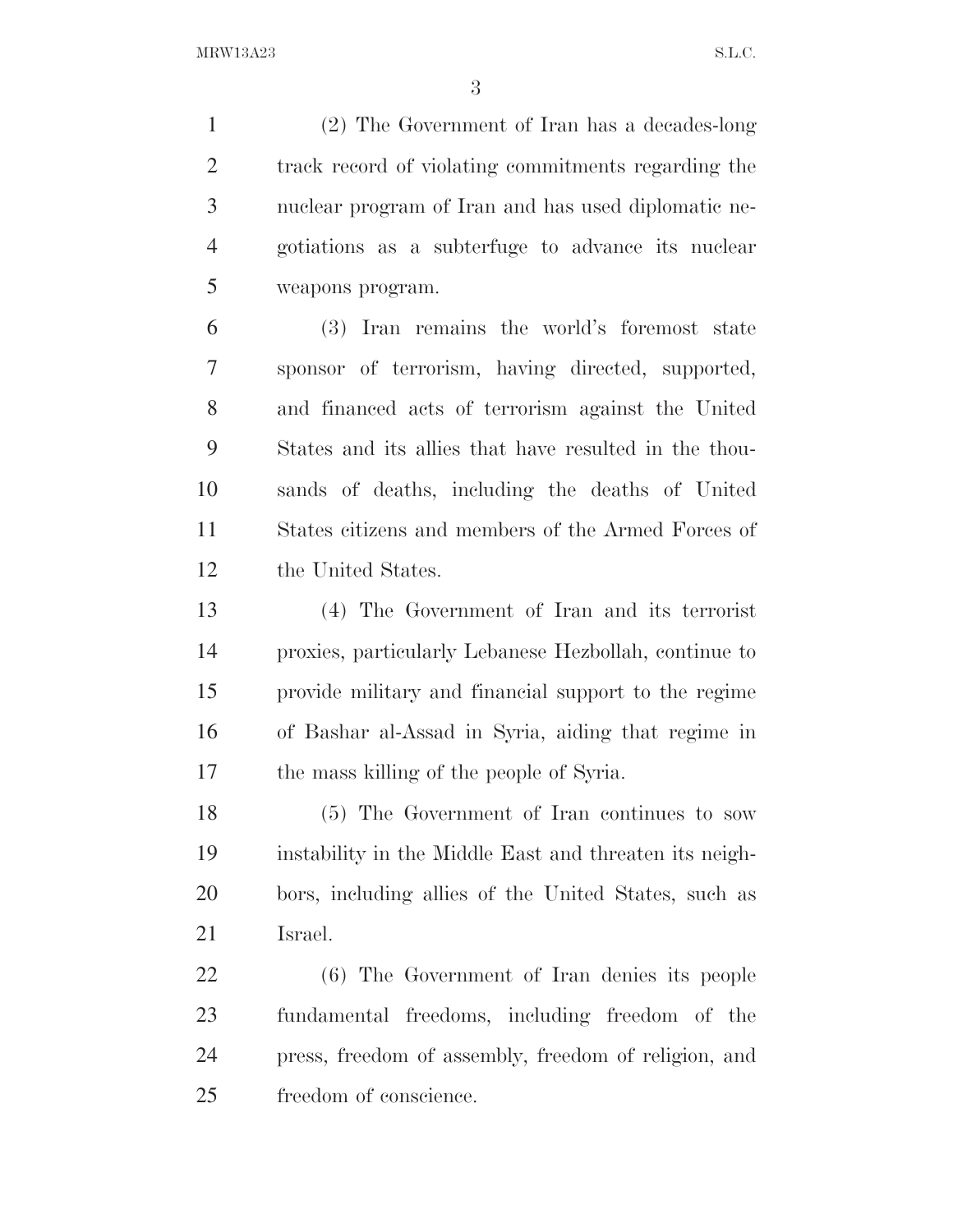(2) The Government of Iran has a decades-long track record of violating commitments regarding the nuclear program of Iran and has used diplomatic negotiations as a subterfuge to advance its nuclear weapons program.

(3) Iran remains the world's foremost state sponsor of terrorism, having directed, supported, and financed acts of terrorism against the United States and its allies that have resulted in the thousands of deaths, including the deaths of United States citizens and members of the Armed Forces of the United States.

(4) The Government of Iran and its terrorist proxies, particularly Lebanese Hezbollah, continue to provide military and financial support to the regime of Bashar al-Assad in Syria, aiding that regime in the mass killing of the people of Syria.

(5) The Government of Iran continues to sow instability in the Middle East and threaten its neighbors, including allies of the United States, such as Israel.

(6) The Government of Iran denies its people fundamental freedoms, including freedom of the press, freedom of assembly, freedom of religion, and freedom of conscience.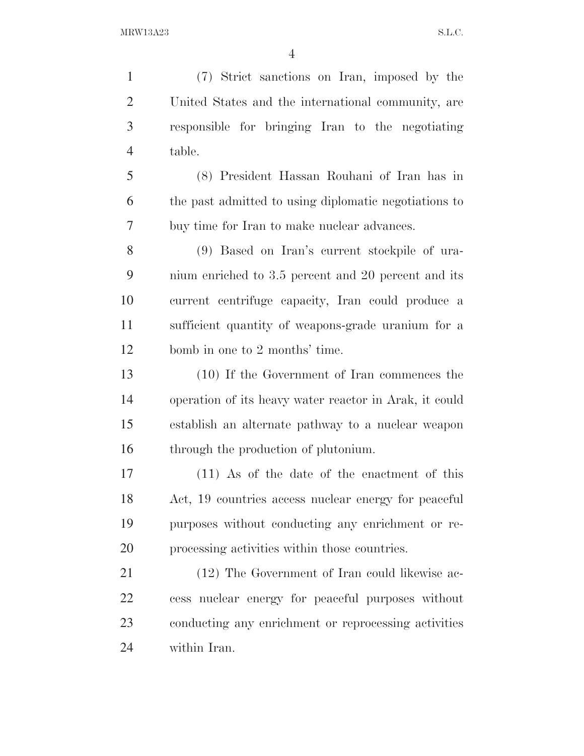(7) Strict sanctions on Iran, imposed by the United States and the international community, are responsible for bringing Iran to the negotiating table.

(8) President Hassan Rouhani of Iran has in the past admitted to using diplomatic negotiations to buy time for Iran to make nuclear advances.

(9) Based on Iran's current stockpile of uranium enriched to 3.5 percent and 20 percent and its current centrifuge capacity, Iran could produce a sufficient quantity of weapons-grade uranium for a bomb in one to 2 months' time.

(10) If the Government of Iran commences the operation of its heavy water reactor in Arak, it could establish an alternate pathway to a nuclear weapon through the production of plutonium.

(11) As of the date of the enactment of this Act, 19 countries access nuclear energy for peaceful purposes without conducting any enrichment or reprocessing activities within those countries.

(12) The Government of Iran could likewise access nuclear energy for peaceful purposes without conducting any enrichment or reprocessing activities within Iran.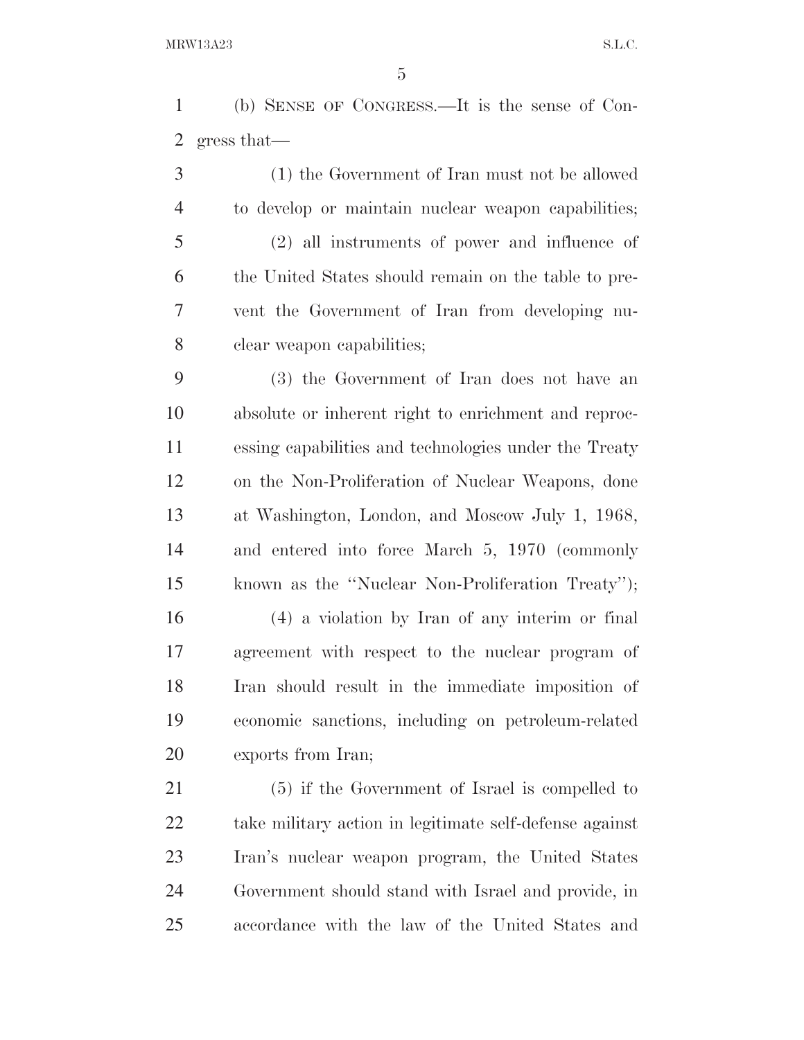(b) SENSE OF CONGRESS.—It is the sense of Congress that—

(1) the Government of Iran must not be allowed to develop or maintain nuclear weapon capabilities;

(2) all instruments of power and influence of the United States should remain on the table to prevent the Government of Iran from developing nuclear weapon capabilities;

(3) the Government of Iran does not have an absolute or inherent right to enrichment and reprocessing capabilities and technologies under the Treaty on the Non-Proliferation of Nuclear Weapons, done at Washington, London, and Moscow July 1, 1968, and entered into force March 5, 1970 (commonly known as the ''Nuclear Non-Proliferation Treaty'');

(4) a violation by Iran of any interim or final agreement with respect to the nuclear program of Iran should result in the immediate imposition of economic sanctions, including on petroleum-related exports from Iran;

(5) if the Government of Israel is compelled to take military action in legitimate self-defense against Iran's nuclear weapon program, the United States Government should stand with Israel and provide, in accordance with the law of the United States and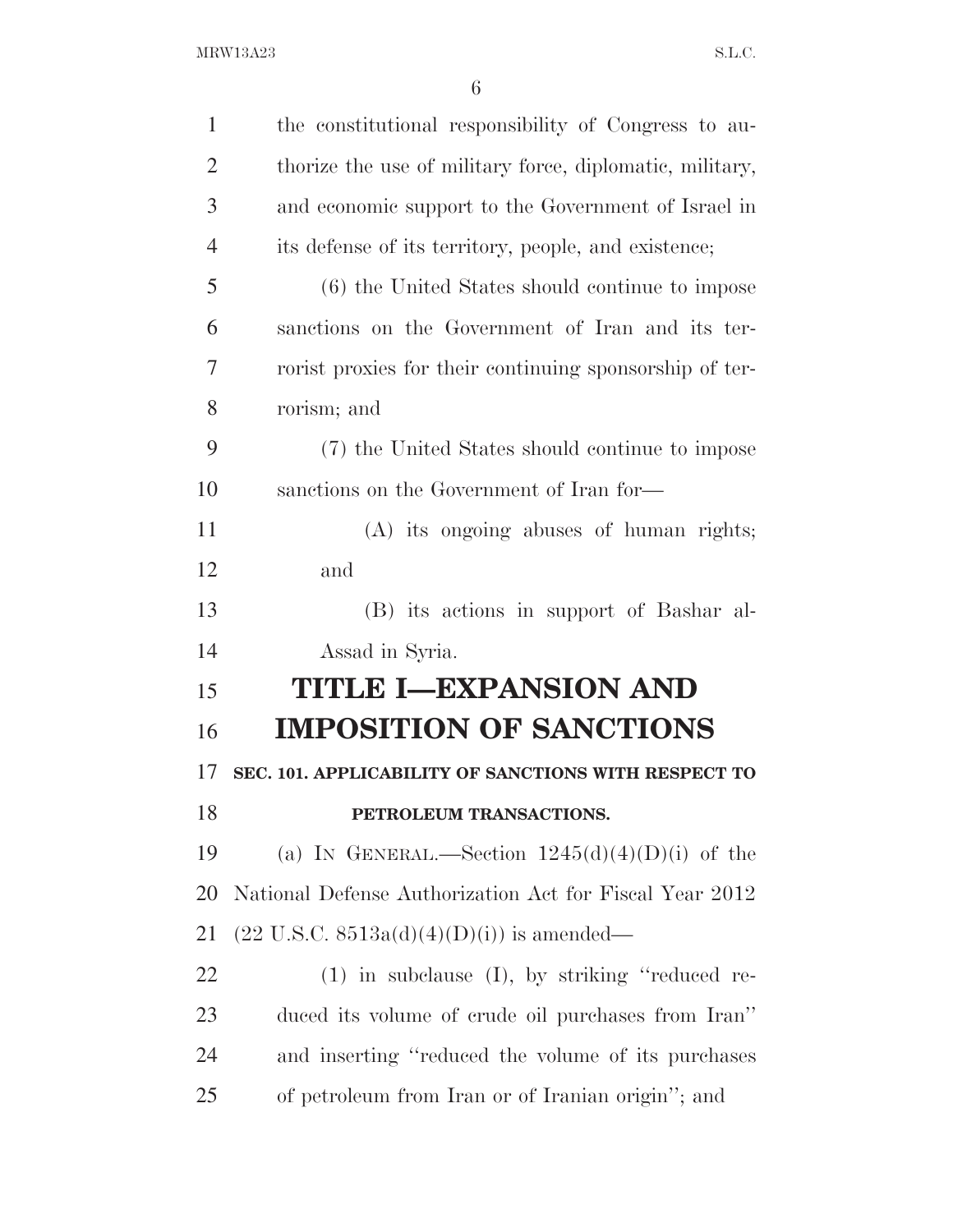the constitutional responsibility of Congress to authorize the use of military force, diplomatic, military, and economic support to the Government of Israel in its defense of its territory, people, and existence;

(6) the United States should continue to impose sanctions on the Government of Iran and its terrorist proxies for their continuing sponsorship of terrorism; and

(7) the United States should continue to impose sanctions on the Government of Iran for—

(A) its ongoing abuses of human rights; and

(B) its actions in support of Bashar al-Assad in Syria.

# TITLE I—EXPANSION AND IMPOSITION OF SANCTIONS

### SEC. 101. APPLICABILITY OF SANCTIONS WITH RESPECT TO PETROLEUM TRANSACTIONS.

(a) IN GENERAL.—Section 1245(d)(4)(D)(i) of the National Defense Authorization Act for Fiscal Year 2012 (22 U.S.C. 8513a(d)(4)(D)(i)) is amended—

(1) in subclause (I), by striking ''reduced reduced its volume of crude oil purchases from Iran'' and inserting ''reduced the volume of its purchases of petroleum from Iran or of Iranian origin''; and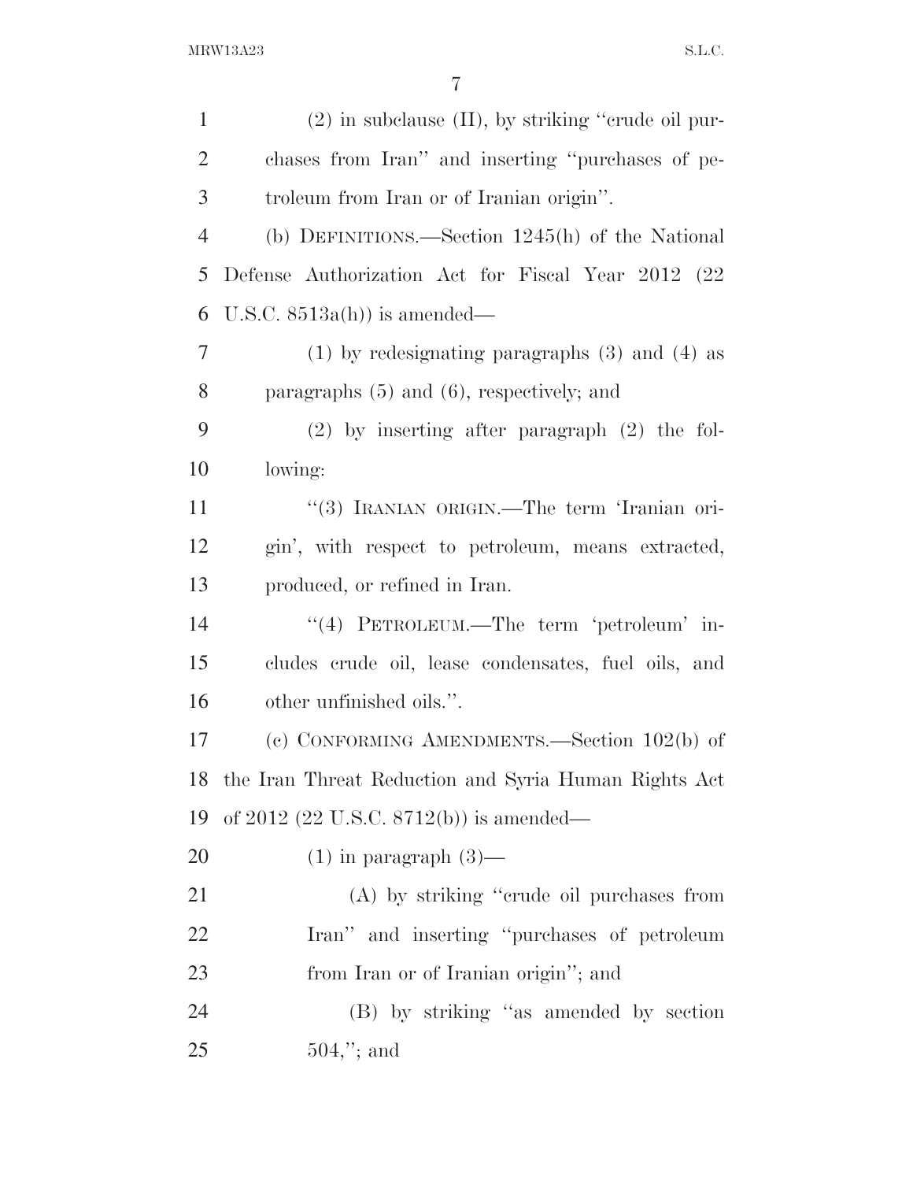(2) in subclause (II), by striking "crude oil purchases from Iran" and inserting "purchases of petroleum from Iran or of Iranian origin".

(b) DEFINITIONS.—Section 1245(h) of the National Defense Authorization Act for Fiscal Year 2012 (22 U.S.C. 8513a(h)) is amended—

(1) by redesignating paragraphs (3) and (4) as paragraphs (5) and (6), respectively; and

(2) by inserting after paragraph (2) the following:

"(3) IRANIAN ORIGIN.—The term 'Iranian origin', with respect to petroleum, means extracted, produced, or refined in Iran.

"(4) PETROLEUM.—The term 'petroleum' includes crude oil, lease condensates, fuel oils, and other unfinished oils.".

(c) CONFORMING AMENDMENTS.—Section 102(b) of the Iran Threat Reduction and Syria Human Rights Act of 2012 (22 U.S.C. 8712(b)) is amended—

(1) in paragraph (3)—

(A) by striking "crude oil purchases from Iran" and inserting "purchases of petroleum from Iran or of Iranian origin"; and

(B) by striking "as amended by section 504,"; and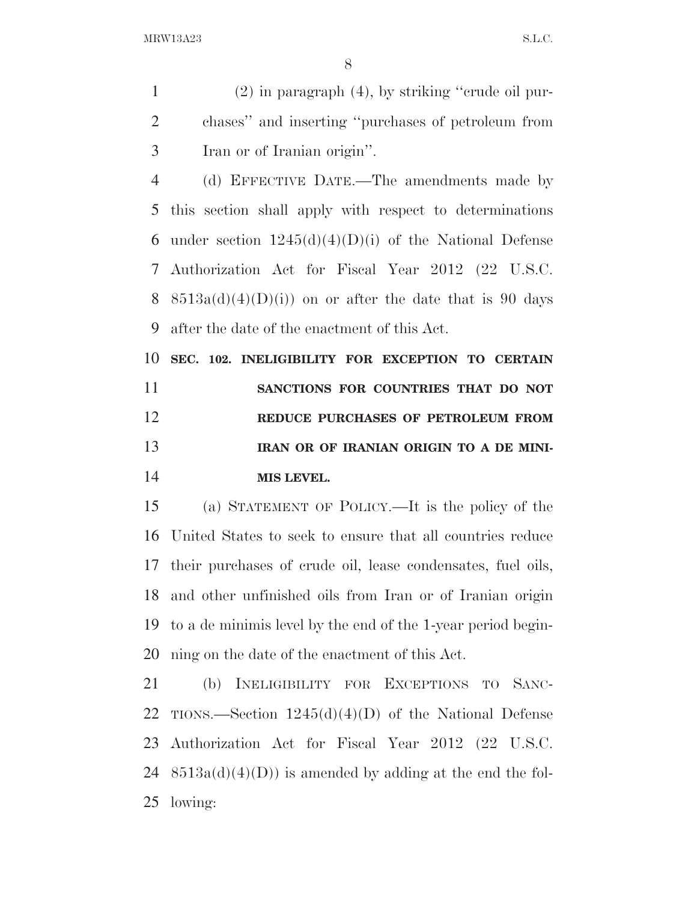(2) in paragraph (4), by striking "crude oil purchases" and inserting "purchases of petroleum from Iran or of Iranian origin".

(d) EFFECTIVE DATE.—The amendments made by this section shall apply with respect to determinations under section 1245(d)(4)(D)(i) of the National Defense Authorization Act for Fiscal Year 2012 (22 U.S.C. 8513a(d)(4)(D)(i)) on or after the date that is 90 days after the date of the enactment of this Act.

## SEC. 102. INELIGIBILITY FOR EXCEPTION TO CERTAIN SANCTIONS FOR COUNTRIES THAT DO NOT REDUCE PURCHASES OF PETROLEUM FROM IRAN OR OF IRANIAN ORIGIN TO A DE MINIMIS LEVEL.

(a) STATEMENT OF POLICY.—It is the policy of the United States to seek to ensure that all countries reduce their purchases of crude oil, lease condensates, fuel oils, and other unfinished oils from Iran or of Iranian origin to a de minimis level by the end of the 1-year period beginning on the date of the enactment of this Act.

(b) INELIGIBILITY FOR EXCEPTIONS TO SANCTIONS.—Section 1245(d)(4)(D) of the National Defense Authorization Act for Fiscal Year 2012 (22 U.S.C. 8513a(d)(4)(D)) is amended by adding at the end the following: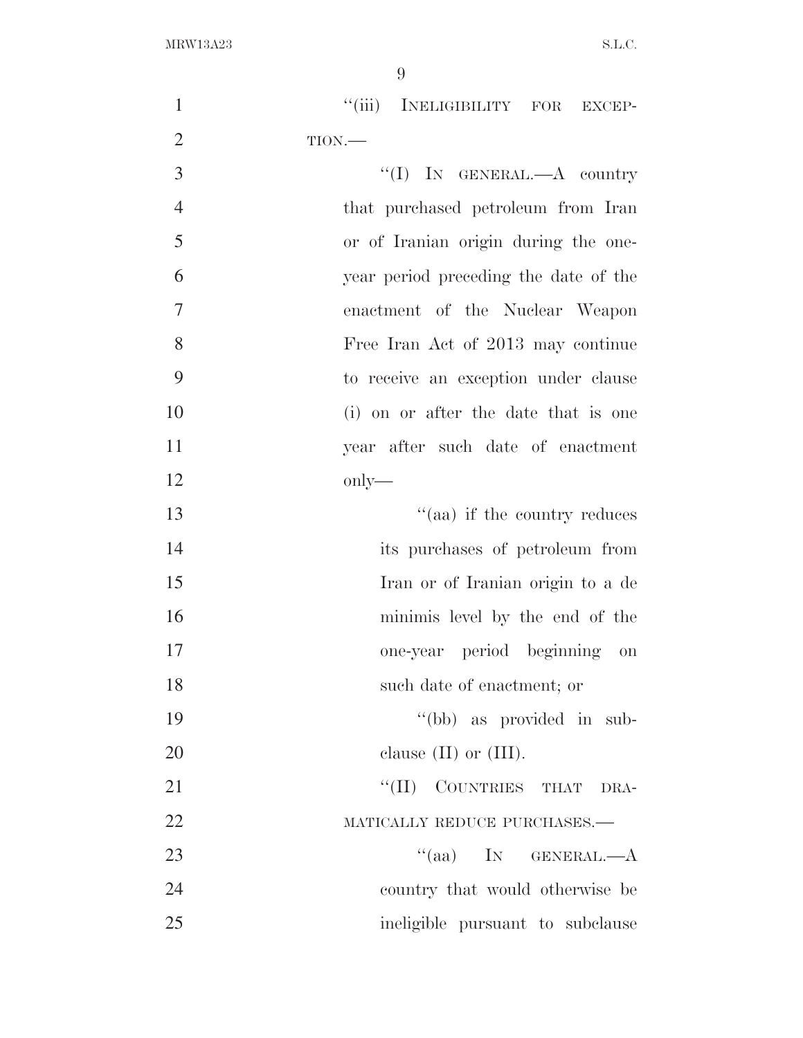"(iii) INELIGIBILITY FOR EXCEPTION.—

"(I) IN GENERAL.—A country that purchased petroleum from Iran or of Iranian origin during the one-year period preceding the date of the enactment of the Nuclear Weapon Free Iran Act of 2013 may continue to receive an exception under clause (i) on or after the date that is one year after such date of enactment only—

"(aa) if the country reduces its purchases of petroleum from Iran or of Iranian origin to a de minimis level by the end of the one-year period beginning on such date of enactment; or

"(bb) as provided in subclause (II) or (III).

"(II) COUNTRIES THAT DRAMATICALLY REDUCE PURCHASES.—

"(aa) IN GENERAL.—A country that would otherwise be ineligible pursuant to subclause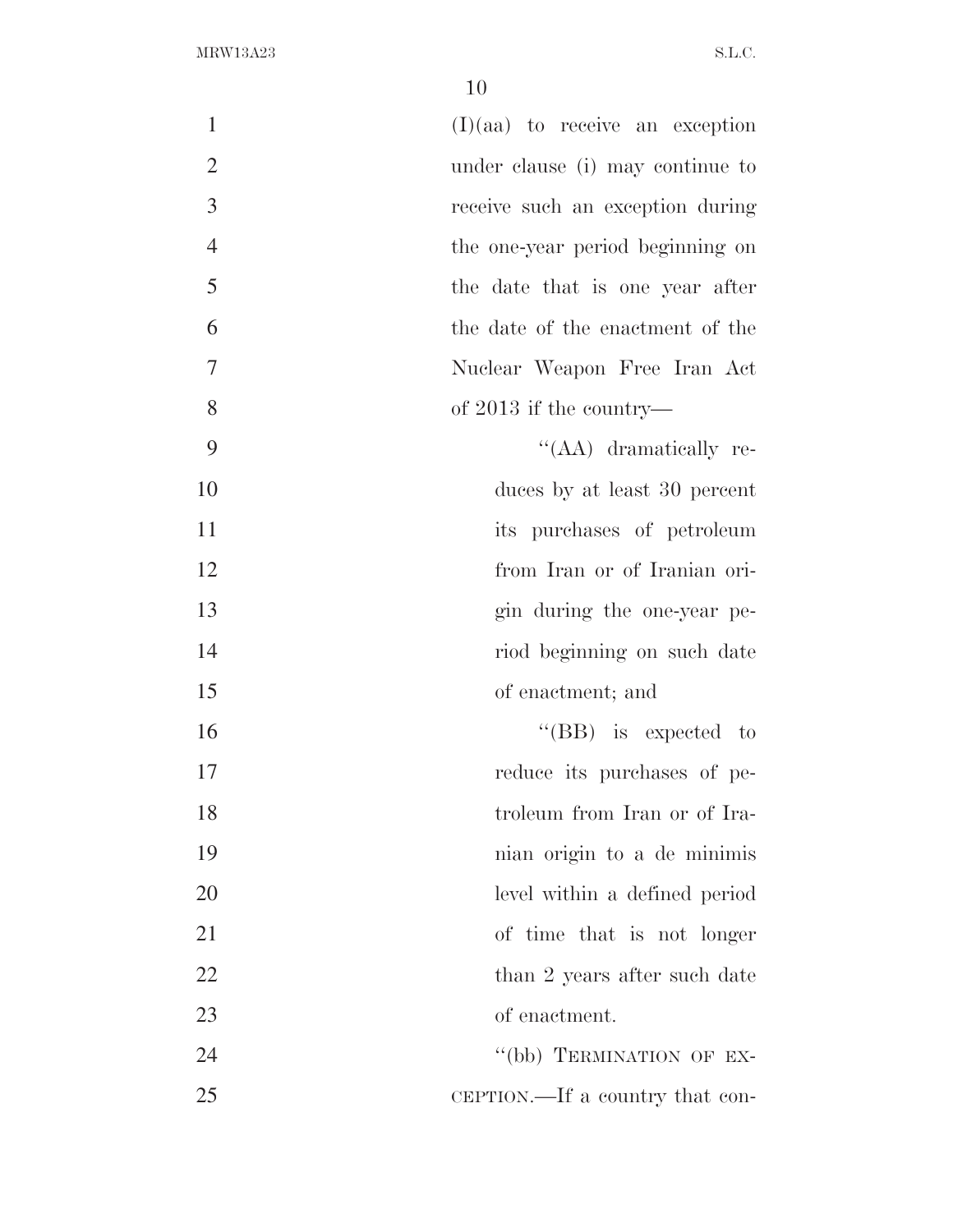(I)(aa) to receive an exception under clause (i) may continue to receive such an exception during the one-year period beginning on the date that is one year after the date of the enactment of the Nuclear Weapon Free Iran Act of 2013 if the country—

"(AA) dramatically reduces by at least 30 percent its purchases of petroleum from Iran or of Iranian origin during the one-year period beginning on such date of enactment; and

"(BB) is expected to reduce its purchases of petroleum from Iran or of Iranian origin to a de minimis level within a defined period of time that is not longer than 2 years after such date of enactment.

"(bb) TERMINATION OF EXCEPTION.—If a country that con-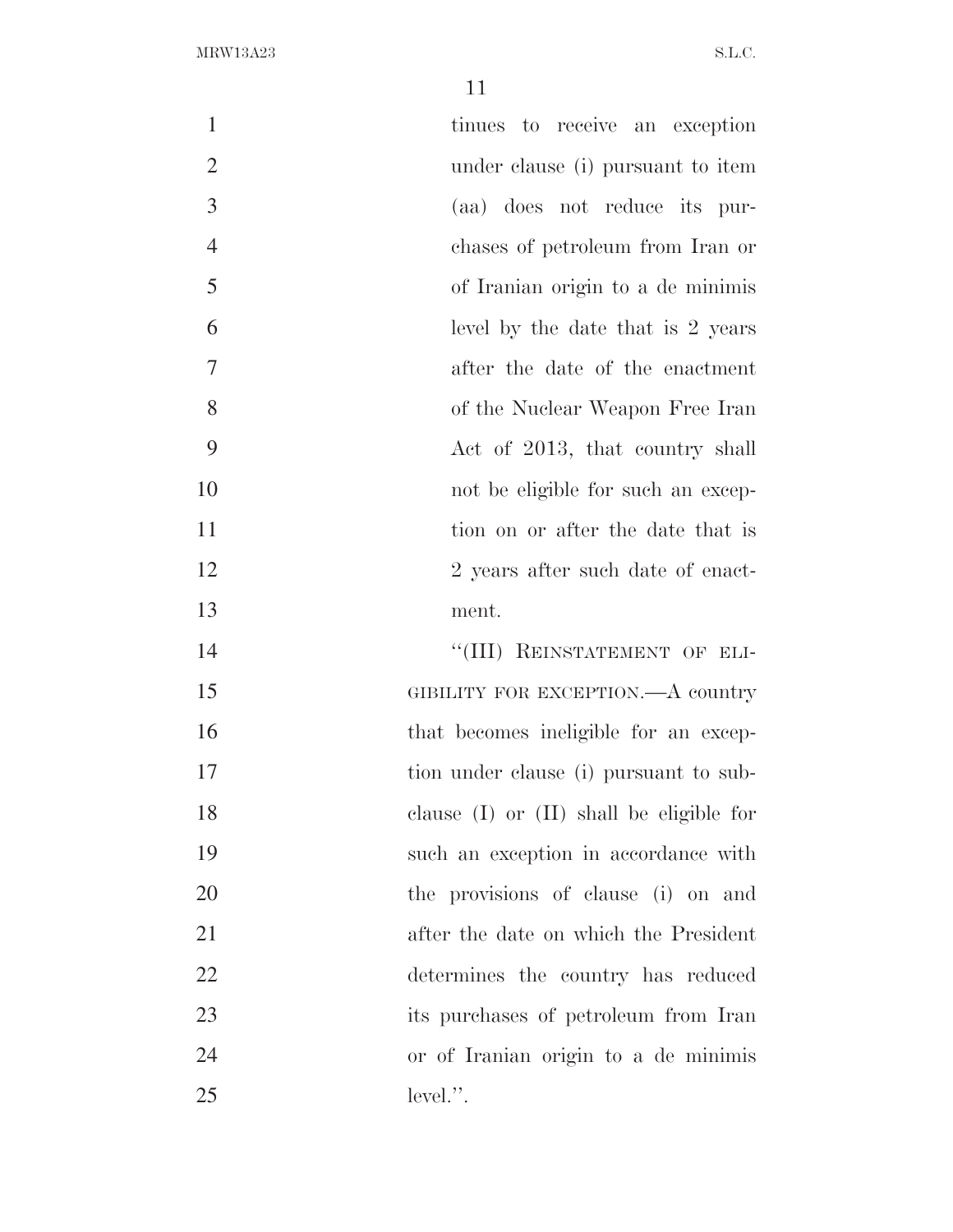tinues to receive an exception under clause (i) pursuant to item (aa) does not reduce its purchases of petroleum from Iran or of Iranian origin to a de minimis level by the date that is 2 years after the date of the enactment of the Nuclear Weapon Free Iran Act of 2013, that country shall not be eligible for such an exception on or after the date that is 2 years after such date of enactment.

"(III) REINSTATEMENT OF ELIGIBILITY FOR EXCEPTION.—A country that becomes ineligible for an exception under clause (i) pursuant to subclause (I) or (II) shall be eligible for such an exception in accordance with the provisions of clause (i) on and after the date on which the President determines the country has reduced its purchases of petroleum from Iran or of Iranian origin to a de minimis level.".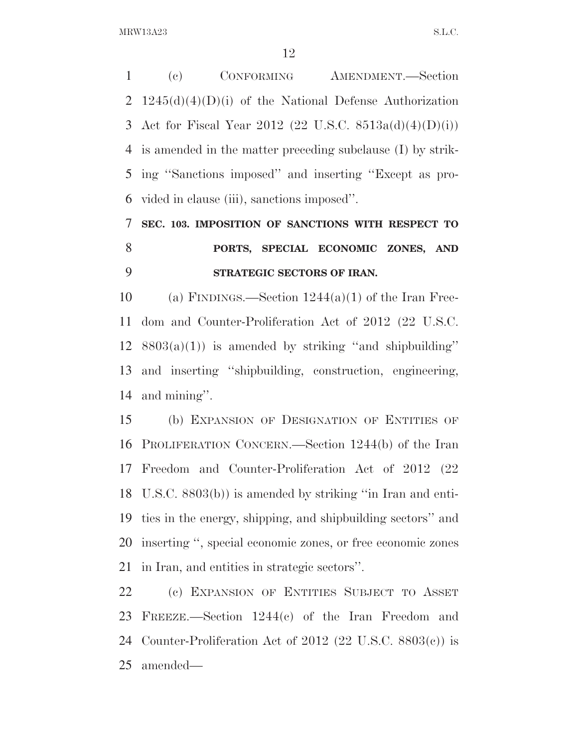(c) CONFORMING AMENDMENT.—Section 1245(d)(4)(D)(i) of the National Defense Authorization Act for Fiscal Year 2012 (22 U.S.C. 8513a(d)(4)(D)(i)) is amended in the matter preceding subclause (I) by striking ''Sanctions imposed'' and inserting ''Except as provided in clause (iii), sanctions imposed''.

**SEC. 103. IMPOSITION OF SANCTIONS WITH RESPECT TO PORTS, SPECIAL ECONOMIC ZONES, AND STRATEGIC SECTORS OF IRAN.**

(a) FINDINGS.—Section 1244(a)(1) of the Iran Freedom and Counter-Proliferation Act of 2012 (22 U.S.C. 8803(a)(1)) is amended by striking ''and shipbuilding'' and inserting ''shipbuilding, construction, engineering, and mining''.

(b) EXPANSION OF DESIGNATION OF ENTITIES OF PROLIFERATION CONCERN.—Section 1244(b) of the Iran Freedom and Counter-Proliferation Act of 2012 (22 U.S.C. 8803(b)) is amended by striking ''in Iran and entities in the energy, shipping, and shipbuilding sectors'' and inserting '', special economic zones, or free economic zones in Iran, and entities in strategic sectors''.

(c) EXPANSION OF ENTITIES SUBJECT TO ASSET FREEZE.—Section 1244(c) of the Iran Freedom and Counter-Proliferation Act of 2012 (22 U.S.C. 8803(c)) is amended—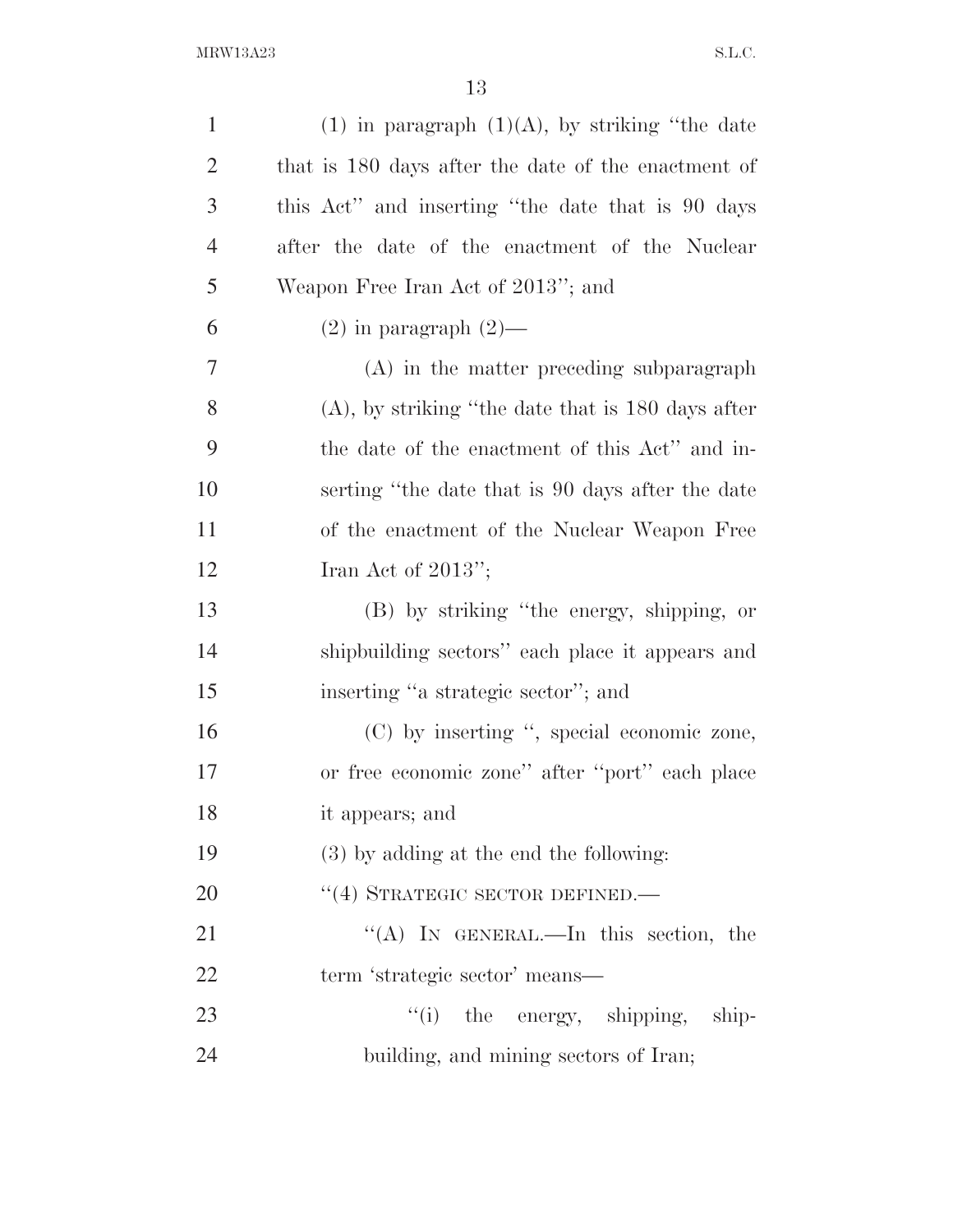(1) in paragraph (1)(A), by striking ''the date that is 180 days after the date of the enactment of this Act'' and inserting ''the date that is 90 days after the date of the enactment of the Nuclear Weapon Free Iran Act of 2013''; and

(2) in paragraph (2)—

(A) in the matter preceding subparagraph (A), by striking ''the date that is 180 days after the date of the enactment of this Act'' and inserting ''the date that is 90 days after the date of the enactment of the Nuclear Weapon Free Iran Act of 2013'';

(B) by striking ''the energy, shipping, or shipbuilding sectors'' each place it appears and inserting ''a strategic sector''; and

(C) by inserting '', special economic zone, or free economic zone'' after ''port'' each place it appears; and

(3) by adding at the end the following:

''(4) STRATEGIC SECTOR DEFINED.—

''(A) IN GENERAL.—In this section, the term 'strategic sector' means—

''(i) the energy, shipping, shipbuilding, and mining sectors of Iran;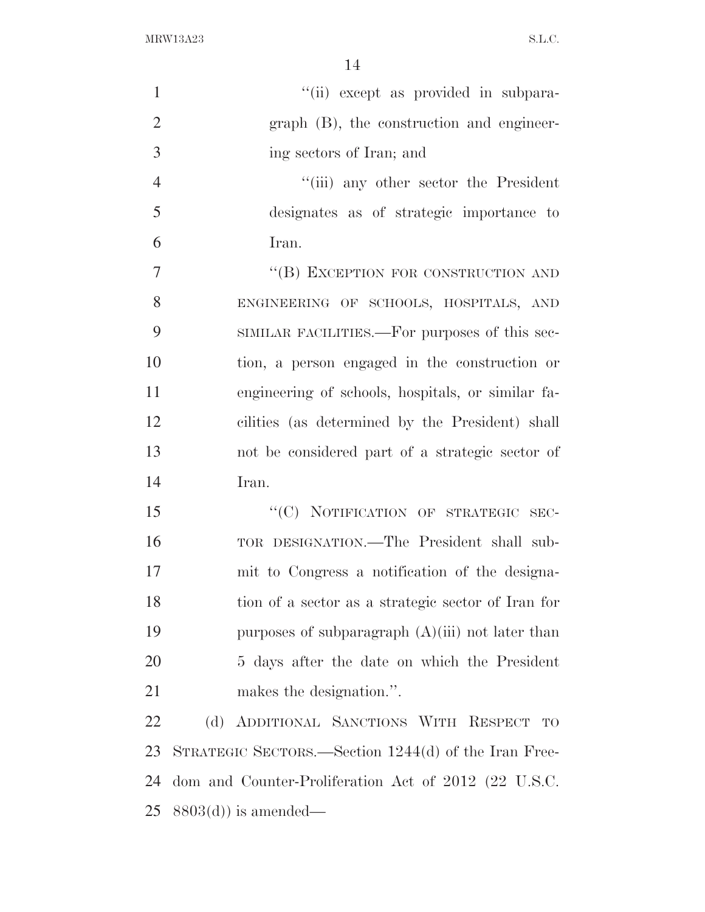"(ii) except as provided in subparagraph (B), the construction and engineering sectors of Iran; and

"(iii) any other sector the President designates as of strategic importance to Iran.

"(B) EXCEPTION FOR CONSTRUCTION AND ENGINEERING OF SCHOOLS, HOSPITALS, AND SIMILAR FACILITIES.—For purposes of this section, a person engaged in the construction or engineering of schools, hospitals, or similar facilities (as determined by the President) shall not be considered part of a strategic sector of Iran.

"(C) NOTIFICATION OF STRATEGIC SECTOR DESIGNATION.—The President shall submit to Congress a notification of the designation of a sector as a strategic sector of Iran for purposes of subparagraph (A)(iii) not later than 5 days after the date on which the President makes the designation.".

(d) ADDITIONAL SANCTIONS WITH RESPECT TO STRATEGIC SECTORS.—Section 1244(d) of the Iran Freedom and Counter-Proliferation Act of 2012 (22 U.S.C. 8803(d)) is amended—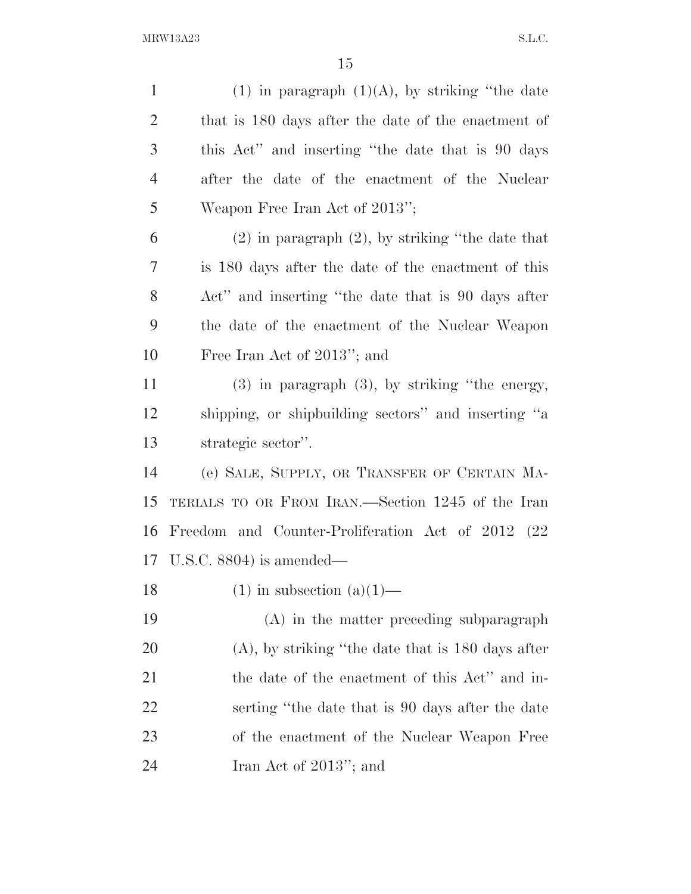(1) in paragraph (1)(A), by striking ''the date that is 180 days after the date of the enactment of this Act'' and inserting ''the date that is 90 days after the date of the enactment of the Nuclear Weapon Free Iran Act of 2013'';

(2) in paragraph (2), by striking ''the date that is 180 days after the date of the enactment of this Act'' and inserting ''the date that is 90 days after the date of the enactment of the Nuclear Weapon Free Iran Act of 2013''; and

(3) in paragraph (3), by striking ''the energy, shipping, or shipbuilding sectors'' and inserting ''a strategic sector''.

(e) SALE, SUPPLY, OR TRANSFER OF CERTAIN MATERIALS TO OR FROM IRAN.—Section 1245 of the Iran Freedom and Counter-Proliferation Act of 2012 (22 U.S.C. 8804) is amended—

(1) in subsection (a)(1)—

(A) in the matter preceding subparagraph (A), by striking ''the date that is 180 days after the date of the enactment of this Act'' and inserting ''the date that is 90 days after the date of the enactment of the Nuclear Weapon Free Iran Act of 2013''; and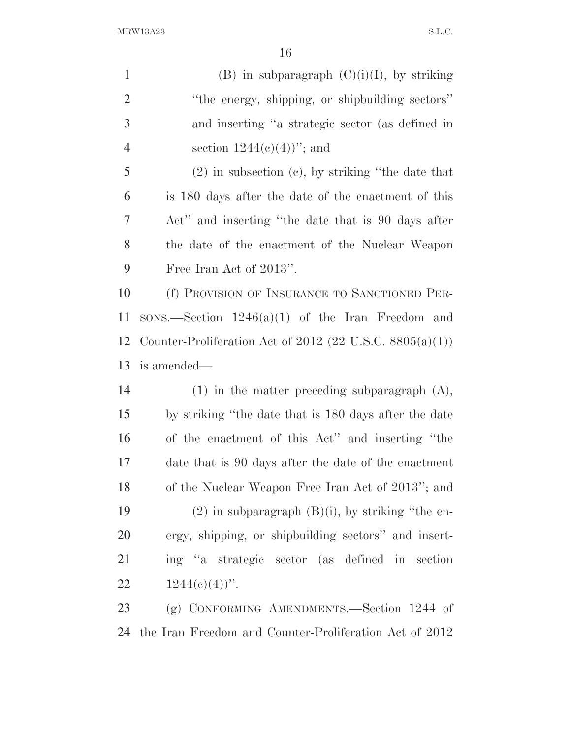(B) in subparagraph (C)(i)(I), by striking "the energy, shipping, or shipbuilding sectors" and inserting "a strategic sector (as defined in section 1244(c)(4))"; and

(2) in subsection (c), by striking "the date that is 180 days after the date of the enactment of this Act" and inserting "the date that is 90 days after the date of the enactment of the Nuclear Weapon Free Iran Act of 2013".

(f) PROVISION OF INSURANCE TO SANCTIONED PERSONS.—Section 1246(a)(1) of the Iran Freedom and Counter-Proliferation Act of 2012 (22 U.S.C. 8805(a)(1)) is amended—

(1) in the matter preceding subparagraph (A), by striking "the date that is 180 days after the date of the enactment of this Act" and inserting "the date that is 90 days after the date of the enactment of the Nuclear Weapon Free Iran Act of 2013"; and

(2) in subparagraph (B)(i), by striking "the energy, shipping, or shipbuilding sectors" and inserting "a strategic sector (as defined in section 1244(c)(4))".

(g) CONFORMING AMENDMENTS.—Section 1244 of the Iran Freedom and Counter-Proliferation Act of 2012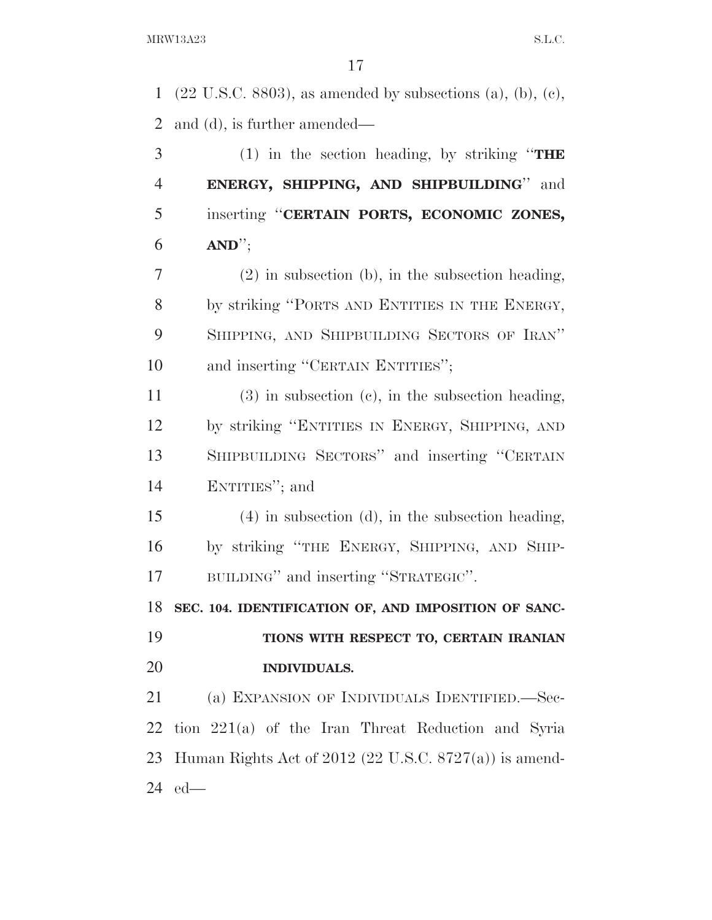(22 U.S.C. 8803), as amended by subsections (a), (b), (c), and (d), is further amended—

(1) in the section heading, by striking "**THE ENERGY, SHIPPING, AND SHIPBUILDING**" and inserting "**CERTAIN PORTS, ECONOMIC ZONES, AND**";

(2) in subsection (b), in the subsection heading, by striking "PORTS AND ENTITIES IN THE ENERGY, SHIPPING, AND SHIPBUILDING SECTORS OF IRAN" and inserting "CERTAIN ENTITIES";

(3) in subsection (c), in the subsection heading, by striking "ENTITIES IN ENERGY, SHIPPING, AND SHIPBUILDING SECTORS" and inserting "CERTAIN ENTITIES"; and

(4) in subsection (d), in the subsection heading, by striking "THE ENERGY, SHIPPING, AND SHIPBUILDING" and inserting "STRATEGIC".

**SEC. 104. IDENTIFICATION OF, AND IMPOSITION OF SANCTIONS WITH RESPECT TO, CERTAIN IRANIAN INDIVIDUALS.**

(a) EXPANSION OF INDIVIDUALS IDENTIFIED.—Section 221(a) of the Iran Threat Reduction and Syria Human Rights Act of 2012 (22 U.S.C. 8727(a)) is amended—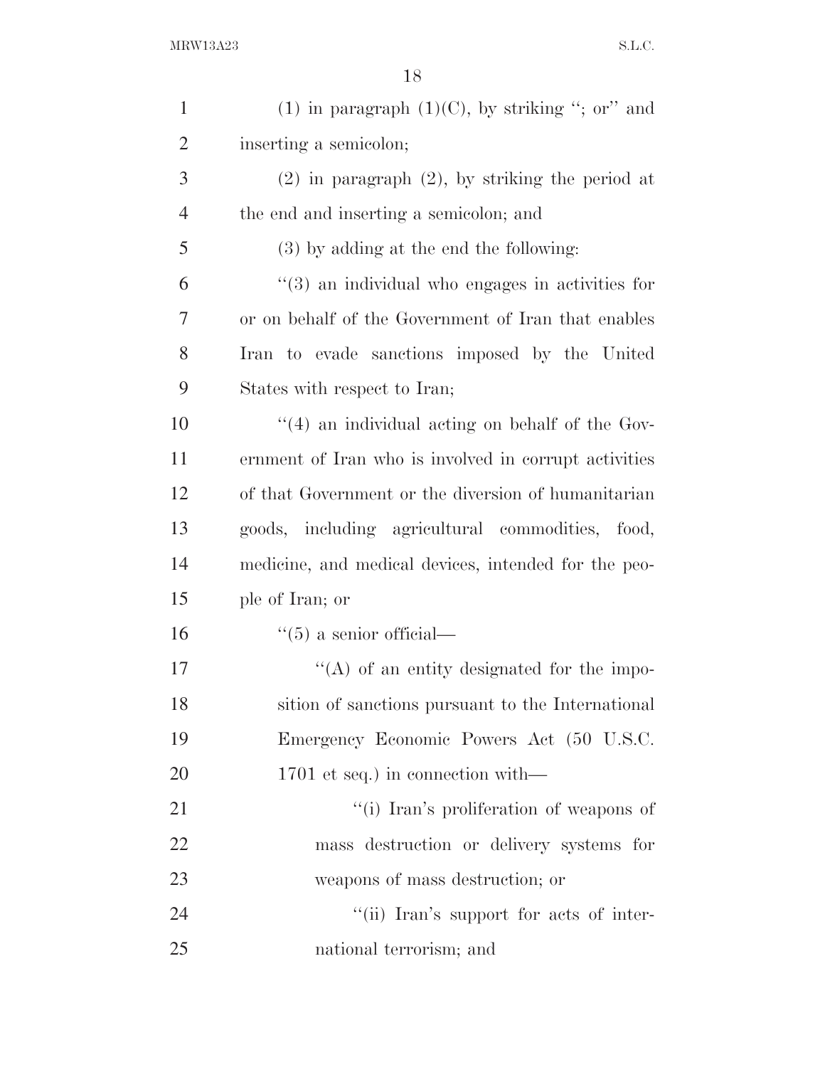(1) in paragraph (1)(C), by striking "; or" and inserting a semicolon;

(2) in paragraph (2), by striking the period at the end and inserting a semicolon; and

(3) by adding at the end the following:

"(3) an individual who engages in activities for or on behalf of the Government of Iran that enables Iran to evade sanctions imposed by the United States with respect to Iran;

"(4) an individual acting on behalf of the Government of Iran who is involved in corrupt activities of that Government or the diversion of humanitarian goods, including agricultural commodities, food, medicine, and medical devices, intended for the people of Iran; or

"(5) a senior official—

"(A) of an entity designated for the imposition of sanctions pursuant to the International Emergency Economic Powers Act (50 U.S.C. 1701 et seq.) in connection with—

"(i) Iran's proliferation of weapons of mass destruction or delivery systems for weapons of mass destruction; or

"(ii) Iran's support for acts of international terrorism; and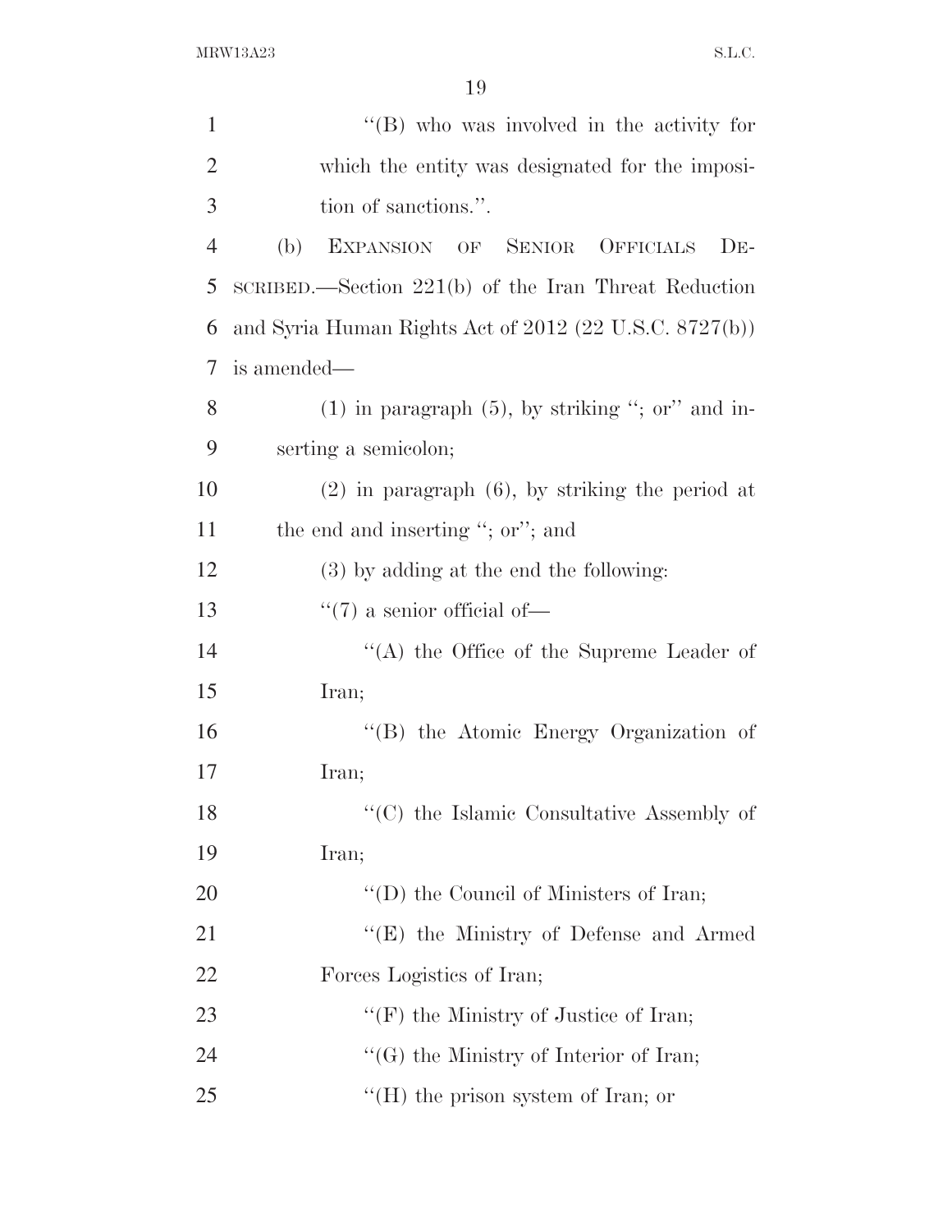''(B) who was involved in the activity for which the entity was designated for the imposition of sanctions.''.

(b) EXPANSION OF SENIOR OFFICIALS DESCRIBED.—Section 221(b) of the Iran Threat Reduction and Syria Human Rights Act of 2012 (22 U.S.C. 8727(b)) is amended—

(1) in paragraph (5), by striking ''; or'' and inserting a semicolon;

(2) in paragraph (6), by striking the period at the end and inserting ''; or''; and

(3) by adding at the end the following:

''(7) a senior official of—

''(A) the Office of the Supreme Leader of Iran;

''(B) the Atomic Energy Organization of Iran;

''(C) the Islamic Consultative Assembly of Iran;

''(D) the Council of Ministers of Iran;

''(E) the Ministry of Defense and Armed Forces Logistics of Iran;

''(F) the Ministry of Justice of Iran;

''(G) the Ministry of Interior of Iran;

''(H) the prison system of Iran; or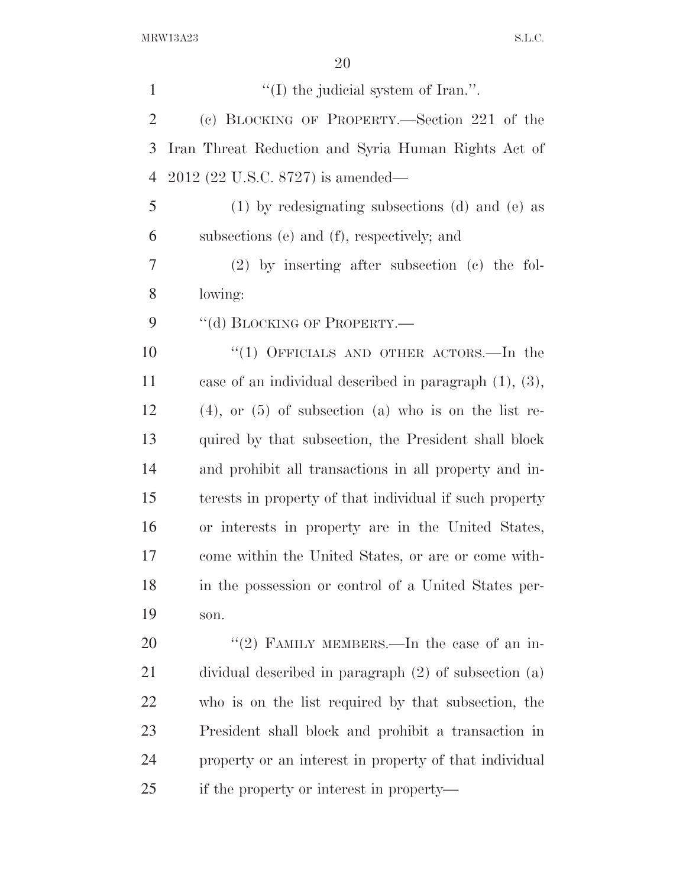''(I) the judicial system of Iran.''.

(c) BLOCKING OF PROPERTY.—Section 221 of the Iran Threat Reduction and Syria Human Rights Act of 2012 (22 U.S.C. 8727) is amended—

(1) by redesignating subsections (d) and (e) as subsections (e) and (f), respectively; and

(2) by inserting after subsection (c) the following:

''(d) BLOCKING OF PROPERTY.—

''(1) OFFICIALS AND OTHER ACTORS.—In the case of an individual described in paragraph (1), (3), (4), or (5) of subsection (a) who is on the list required by that subsection, the President shall block and prohibit all transactions in all property and interests in property of that individual if such property or interests in property are in the United States, come within the United States, or are or come within the possession or control of a United States person.

''(2) FAMILY MEMBERS.—In the case of an individual described in paragraph (2) of subsection (a) who is on the list required by that subsection, the President shall block and prohibit a transaction in property or an interest in property of that individual if the property or interest in property—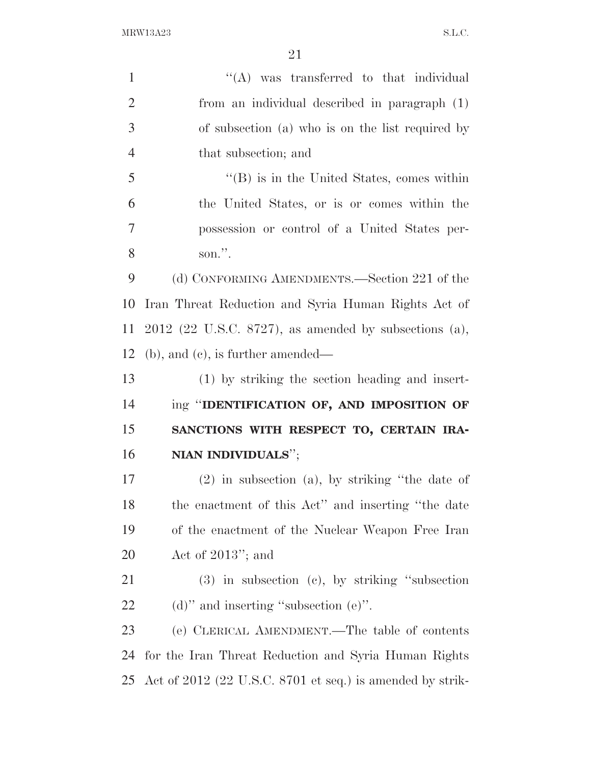"(A) was transferred to that individual from an individual described in paragraph (1) of subsection (a) who is on the list required by that subsection; and

"(B) is in the United States, comes within the United States, or is or comes within the possession or control of a United States person.".

(d) CONFORMING AMENDMENTS.—Section 221 of the Iran Threat Reduction and Syria Human Rights Act of 2012 (22 U.S.C. 8727), as amended by subsections (a), (b), and (c), is further amended—

(1) by striking the section heading and inserting "**IDENTIFICATION OF, AND IMPOSITION OF SANCTIONS WITH RESPECT TO, CERTAIN IRANIAN INDIVIDUALS**";

(2) in subsection (a), by striking "the date of the enactment of this Act" and inserting "the date of the enactment of the Nuclear Weapon Free Iran Act of 2013"; and

(3) in subsection (c), by striking "subsection (d)" and inserting "subsection (e)".

(e) CLERICAL AMENDMENT.—The table of contents for the Iran Threat Reduction and Syria Human Rights Act of 2012 (22 U.S.C. 8701 et seq.) is amended by strik-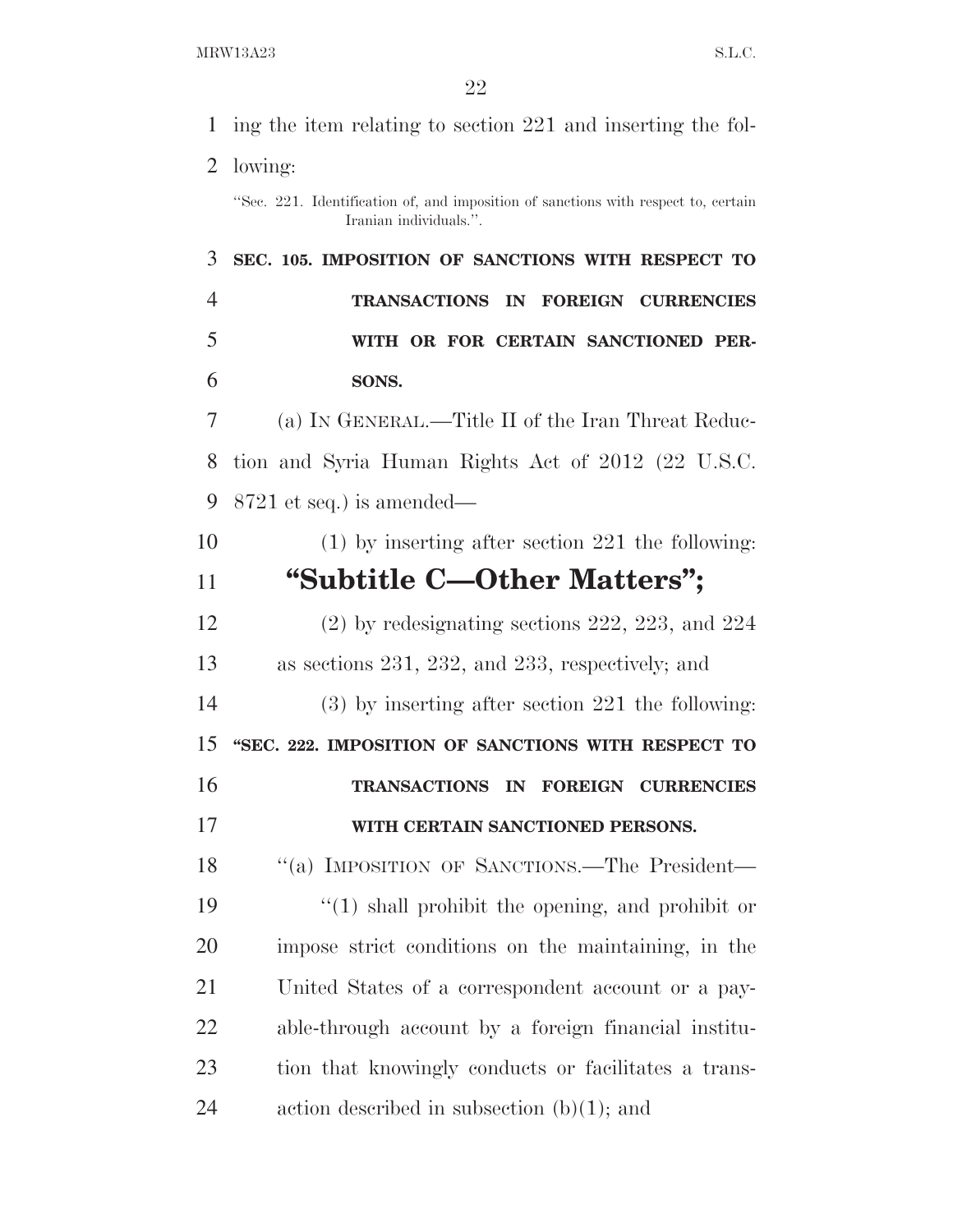ing the item relating to section 221 and inserting the following:

"Sec. 221. Identification of, and imposition of sanctions with respect to, certain Iranian individuals.".

**SEC. 105. IMPOSITION OF SANCTIONS WITH RESPECT TO TRANSACTIONS IN FOREIGN CURRENCIES WITH OR FOR CERTAIN SANCTIONED PERSONS.**

(a) IN GENERAL.—Title II of the Iran Threat Reduction and Syria Human Rights Act of 2012 (22 U.S.C. 8721 et seq.) is amended—

(1) by inserting after section 221 the following:

## "Subtitle C—Other Matters";

(2) by redesignating sections 222, 223, and 224 as sections 231, 232, and 233, respectively; and

(3) by inserting after section 221 the following:

**"SEC. 222. IMPOSITION OF SANCTIONS WITH RESPECT TO TRANSACTIONS IN FOREIGN CURRENCIES WITH CERTAIN SANCTIONED PERSONS.**

"(a) IMPOSITION OF SANCTIONS.—The President—

"(1) shall prohibit the opening, and prohibit or impose strict conditions on the maintaining, in the United States of a correspondent account or a payable-through account by a foreign financial institution that knowingly conducts or facilitates a transaction described in subsection (b)(1); and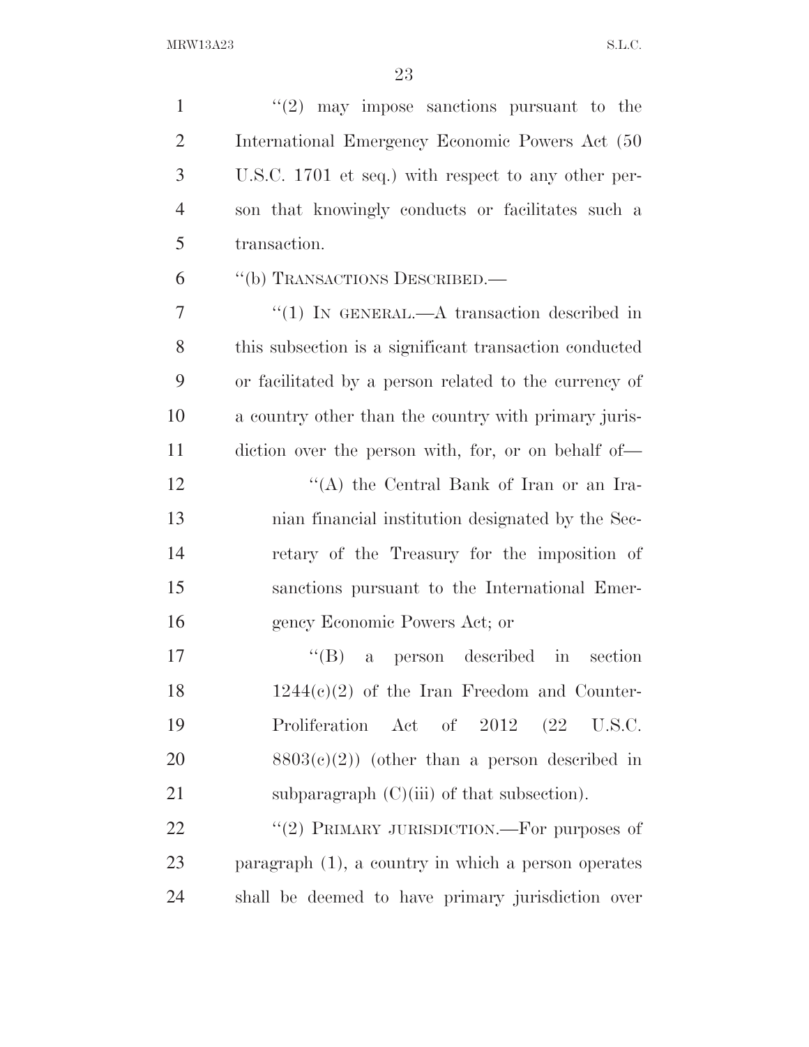''(2) may impose sanctions pursuant to the International Emergency Economic Powers Act (50 U.S.C. 1701 et seq.) with respect to any other person that knowingly conducts or facilitates such a transaction.

''(b) TRANSACTIONS DESCRIBED.—

''(1) IN GENERAL.—A transaction described in this subsection is a significant transaction conducted or facilitated by a person related to the currency of a country other than the country with primary jurisdiction over the person with, for, or on behalf of—

''(A) the Central Bank of Iran or an Iranian financial institution designated by the Secretary of the Treasury for the imposition of sanctions pursuant to the International Emergency Economic Powers Act; or

''(B) a person described in section 1244(c)(2) of the Iran Freedom and Counter-Proliferation Act of 2012 (22 U.S.C. 8803(c)(2)) (other than a person described in subparagraph (C)(iii) of that subsection).

''(2) PRIMARY JURISDICTION.—For purposes of paragraph (1), a country in which a person operates shall be deemed to have primary jurisdiction over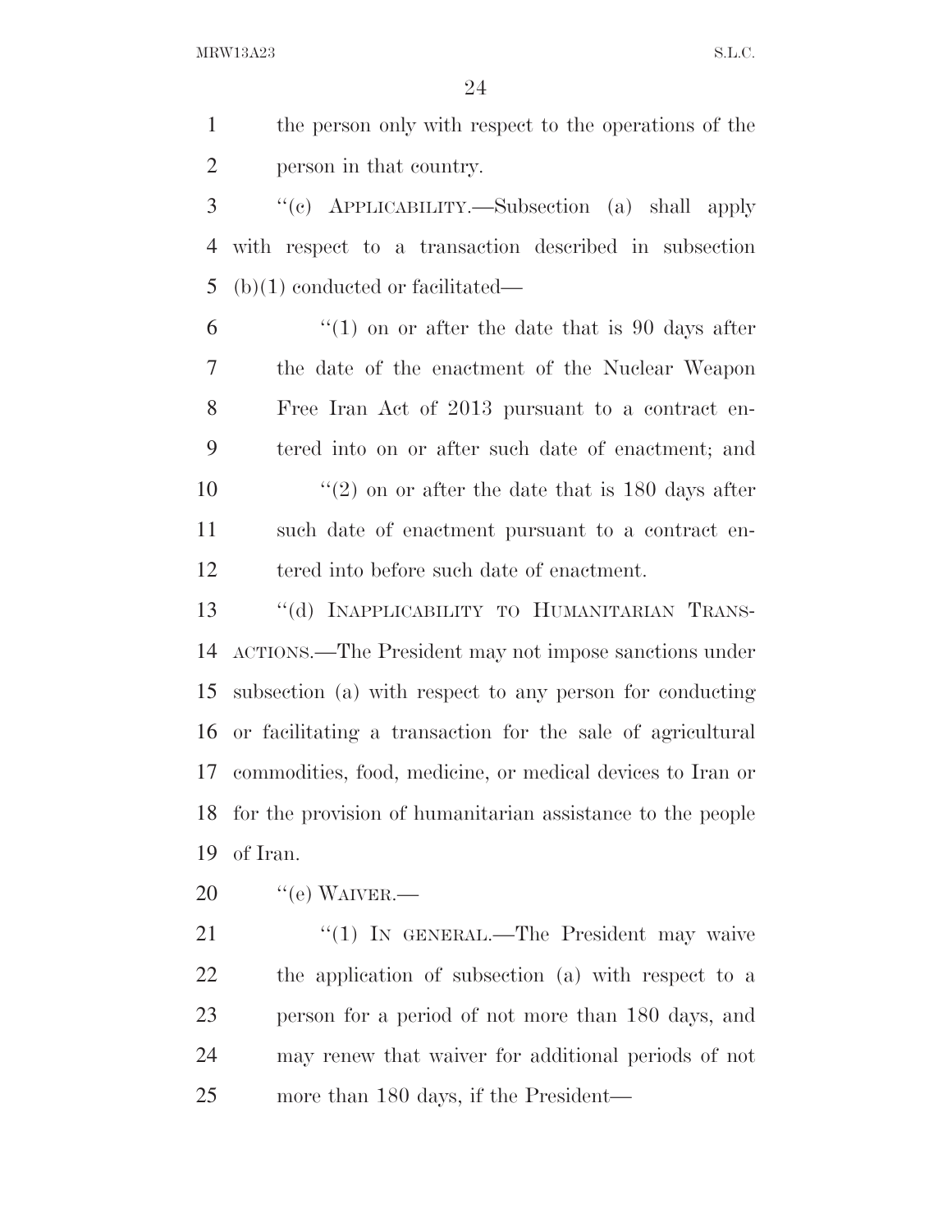the person only with respect to the operations of the person in that country.

"(c) APPLICABILITY.—Subsection (a) shall apply with respect to a transaction described in subsection (b)(1) conducted or facilitated—

"(1) on or after the date that is 90 days after the date of the enactment of the Nuclear Weapon Free Iran Act of 2013 pursuant to a contract entered into on or after such date of enactment; and

"(2) on or after the date that is 180 days after such date of enactment pursuant to a contract entered into before such date of enactment.

"(d) INAPPLICABILITY TO HUMANITARIAN TRANSACTIONS.—The President may not impose sanctions under subsection (a) with respect to any person for conducting or facilitating a transaction for the sale of agricultural commodities, food, medicine, or medical devices to Iran or for the provision of humanitarian assistance to the people of Iran.

"(e) WAIVER.—

"(1) IN GENERAL.—The President may waive the application of subsection (a) with respect to a person for a period of not more than 180 days, and may renew that waiver for additional periods of not more than 180 days, if the President—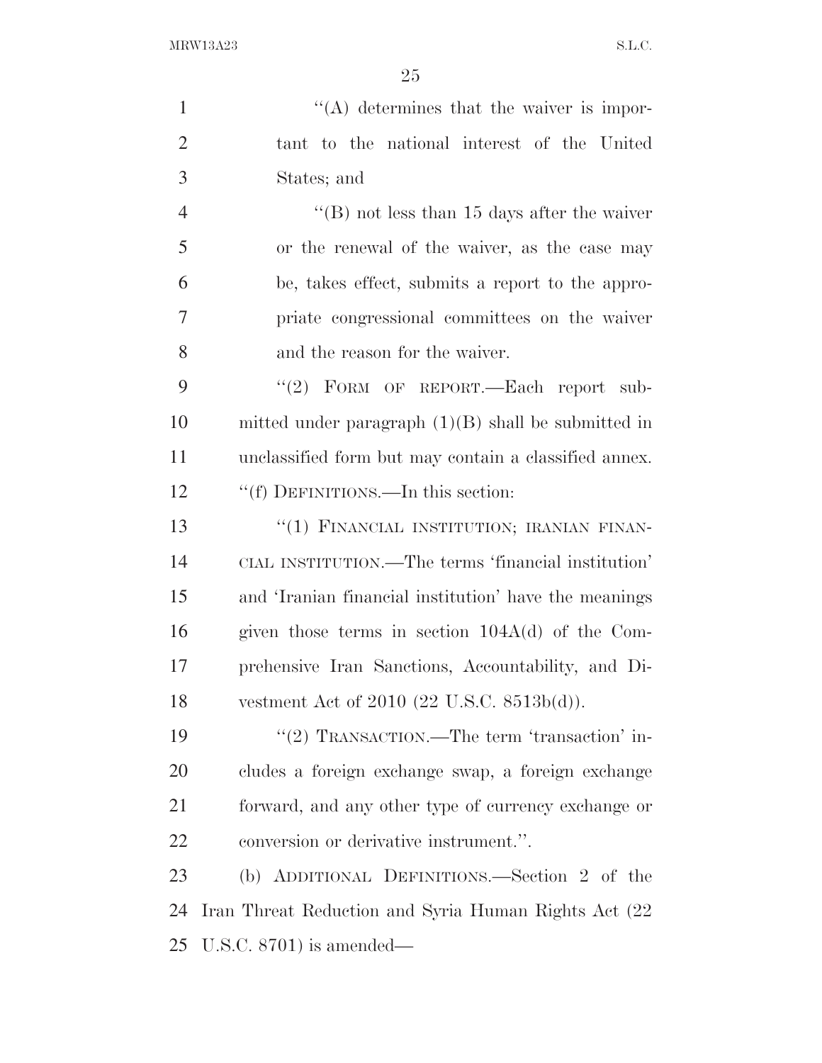"(A) determines that the waiver is important to the national interest of the United States; and

"(B) not less than 15 days after the waiver or the renewal of the waiver, as the case may be, takes effect, submits a report to the appropriate congressional committees on the waiver and the reason for the waiver.

"(2) FORM OF REPORT.—Each report submitted under paragraph (1)(B) shall be submitted in unclassified form but may contain a classified annex.

"(f) DEFINITIONS.—In this section:

"(1) FINANCIAL INSTITUTION; IRANIAN FINANCIAL INSTITUTION.—The terms 'financial institution' and 'Iranian financial institution' have the meanings given those terms in section 104A(d) of the Comprehensive Iran Sanctions, Accountability, and Divestment Act of 2010 (22 U.S.C. 8513b(d)).

"(2) TRANSACTION.—The term 'transaction' includes a foreign exchange swap, a foreign exchange forward, and any other type of currency exchange or conversion or derivative instrument.".

(b) ADDITIONAL DEFINITIONS.—Section 2 of the Iran Threat Reduction and Syria Human Rights Act (22 U.S.C. 8701) is amended—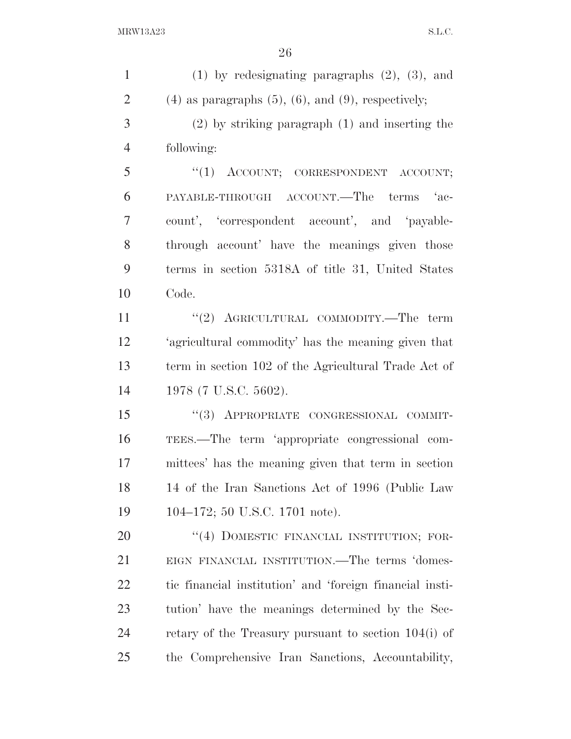(1) by redesignating paragraphs (2), (3), and (4) as paragraphs (5), (6), and (9), respectively;

(2) by striking paragraph (1) and inserting the following:

"(1) ACCOUNT; CORRESPONDENT ACCOUNT; PAYABLE-THROUGH ACCOUNT.—The terms 'account', 'correspondent account', and 'payable-through account' have the meanings given those terms in section 5318A of title 31, United States Code.

"(2) AGRICULTURAL COMMODITY.—The term 'agricultural commodity' has the meaning given that term in section 102 of the Agricultural Trade Act of 1978 (7 U.S.C. 5602).

"(3) APPROPRIATE CONGRESSIONAL COMMITTEES.—The term 'appropriate congressional committees' has the meaning given that term in section 14 of the Iran Sanctions Act of 1996 (Public Law 104–172; 50 U.S.C. 1701 note).

"(4) DOMESTIC FINANCIAL INSTITUTION; FOREIGN FINANCIAL INSTITUTION.—The terms 'domestic financial institution' and 'foreign financial institution' have the meanings determined by the Secretary of the Treasury pursuant to section 104(i) of the Comprehensive Iran Sanctions, Accountability,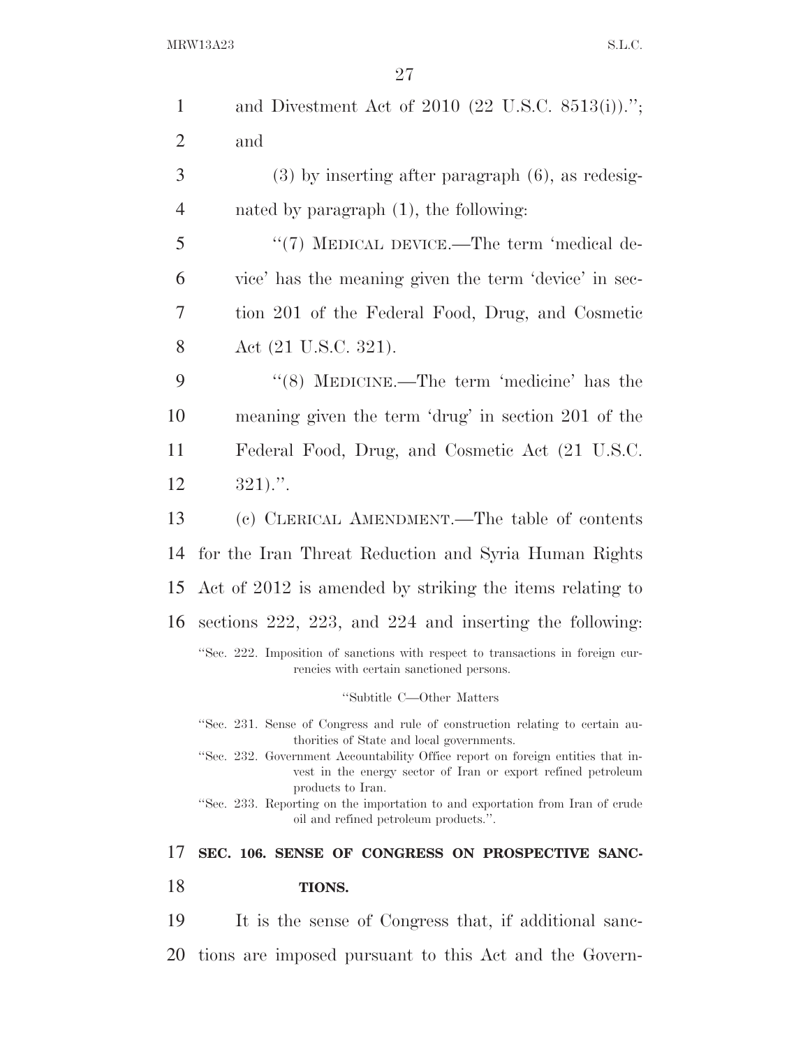and Divestment Act of 2010 (22 U.S.C. 8513(i)).''; and

(3) by inserting after paragraph (6), as redesignated by paragraph (1), the following:

''(7) MEDICAL DEVICE.—The term 'medical device' has the meaning given the term 'device' in section 201 of the Federal Food, Drug, and Cosmetic Act (21 U.S.C. 321).

''(8) MEDICINE.—The term 'medicine' has the meaning given the term 'drug' in section 201 of the Federal Food, Drug, and Cosmetic Act (21 U.S.C. 321).''.

(c) CLERICAL AMENDMENT.—The table of contents for the Iran Threat Reduction and Syria Human Rights Act of 2012 is amended by striking the items relating to sections 222, 223, and 224 and inserting the following:

''Sec. 222. Imposition of sanctions with respect to transactions in foreign currencies with certain sanctioned persons.

''Subtitle C—Other Matters

''Sec. 231. Sense of Congress and rule of construction relating to certain authorities of State and local governments.
''Sec. 232. Government Accountability Office report on foreign entities that invest in the energy sector of Iran or export refined petroleum products to Iran.
''Sec. 233. Reporting on the importation to and exportation from Iran of crude oil and refined petroleum products.''.

**SEC. 106. SENSE OF CONGRESS ON PROSPECTIVE SANCTIONS.**

It is the sense of Congress that, if additional sanctions are imposed pursuant to this Act and the Govern-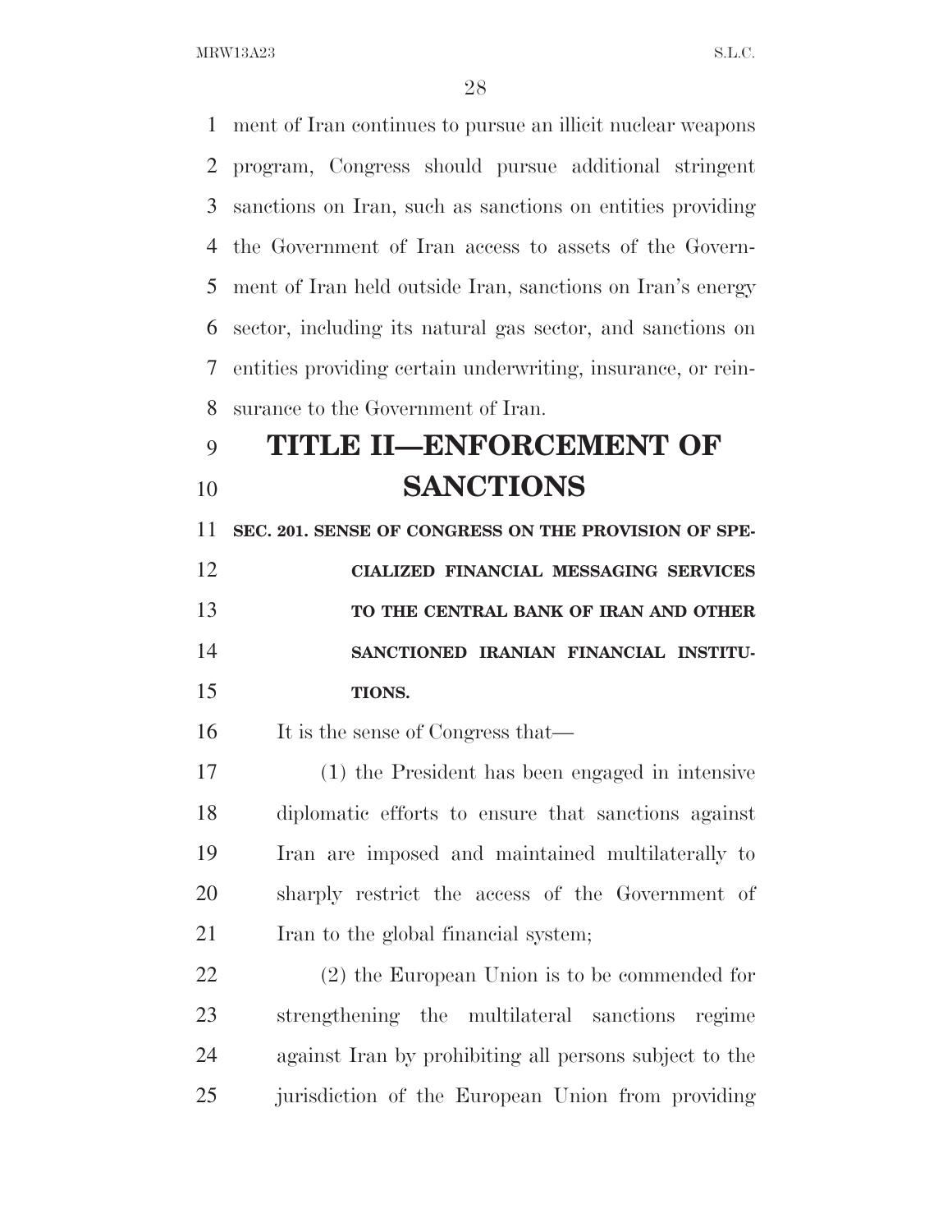ment of Iran continues to pursue an illicit nuclear weapons program, Congress should pursue additional stringent sanctions on Iran, such as sanctions on entities providing the Government of Iran access to assets of the Government of Iran held outside Iran, sanctions on Iran's energy sector, including its natural gas sector, and sanctions on entities providing certain underwriting, insurance, or reinsurance to the Government of Iran.

# TITLE II—ENFORCEMENT OF SANCTIONS

### SEC. 201. SENSE OF CONGRESS ON THE PROVISION OF SPECIALIZED FINANCIAL MESSAGING SERVICES TO THE CENTRAL BANK OF IRAN AND OTHER SANCTIONED IRANIAN FINANCIAL INSTITUTIONS.

It is the sense of Congress that—

(1) the President has been engaged in intensive diplomatic efforts to ensure that sanctions against Iran are imposed and maintained multilaterally to sharply restrict the access of the Government of Iran to the global financial system;

(2) the European Union is to be commended for strengthening the multilateral sanctions regime against Iran by prohibiting all persons subject to the jurisdiction of the European Union from providing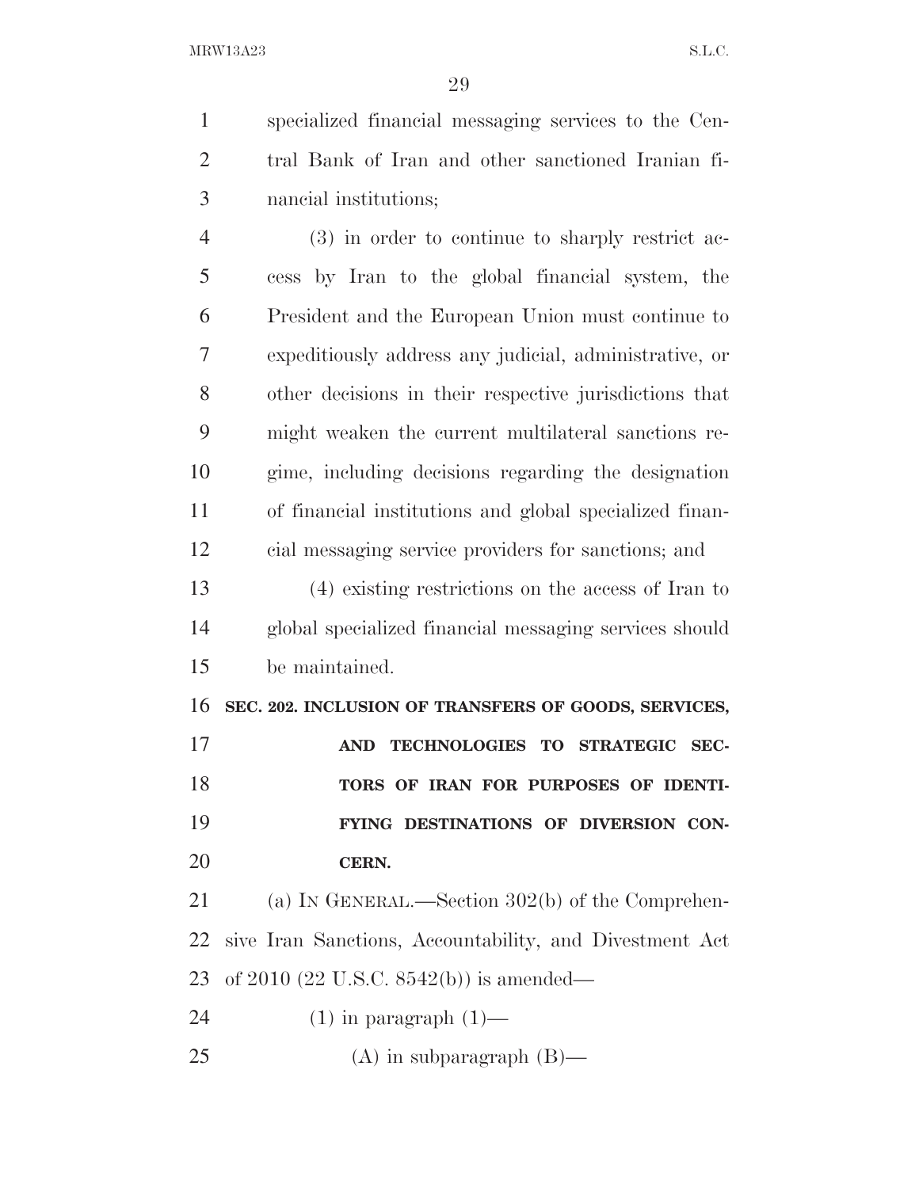specialized financial messaging services to the Central Bank of Iran and other sanctioned Iranian financial institutions;

(3) in order to continue to sharply restrict access by Iran to the global financial system, the President and the European Union must continue to expeditiously address any judicial, administrative, or other decisions in their respective jurisdictions that might weaken the current multilateral sanctions regime, including decisions regarding the designation of financial institutions and global specialized financial messaging service providers for sanctions; and

(4) existing restrictions on the access of Iran to global specialized financial messaging services should be maintained.

**SEC. 202. INCLUSION OF TRANSFERS OF GOODS, SERVICES, AND TECHNOLOGIES TO STRATEGIC SECTORS OF IRAN FOR PURPOSES OF IDENTIFYING DESTINATIONS OF DIVERSION CONCERN.**

(a) IN GENERAL.—Section 302(b) of the Comprehensive Iran Sanctions, Accountability, and Divestment Act of 2010 (22 U.S.C. 8542(b)) is amended—

(1) in paragraph (1)—

(A) in subparagraph (B)—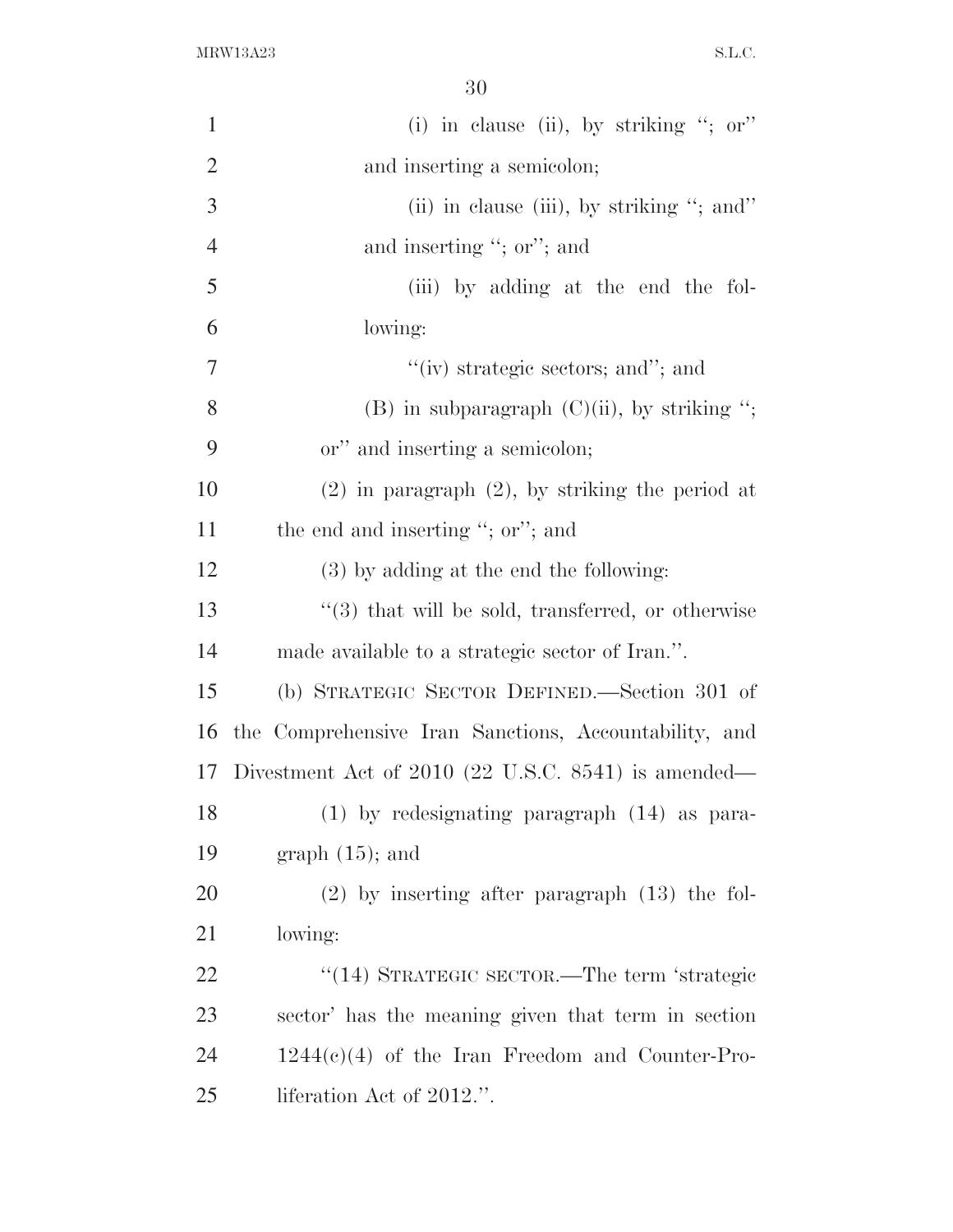(i) in clause (ii), by striking "; or" and inserting a semicolon;

(ii) in clause (iii), by striking "; and" and inserting "; or"; and

(iii) by adding at the end the following:

"(iv) strategic sectors; and"; and

(B) in subparagraph (C)(ii), by striking "; or" and inserting a semicolon;

(2) in paragraph (2), by striking the period at the end and inserting "; or"; and

(3) by adding at the end the following:

"(3) that will be sold, transferred, or otherwise made available to a strategic sector of Iran.".

(b) STRATEGIC SECTOR DEFINED.—Section 301 of the Comprehensive Iran Sanctions, Accountability, and Divestment Act of 2010 (22 U.S.C. 8541) is amended—

(1) by redesignating paragraph (14) as paragraph (15); and

(2) by inserting after paragraph (13) the following:

"(14) STRATEGIC SECTOR.—The term 'strategic sector' has the meaning given that term in section 1244(c)(4) of the Iran Freedom and Counter-Proliferation Act of 2012.".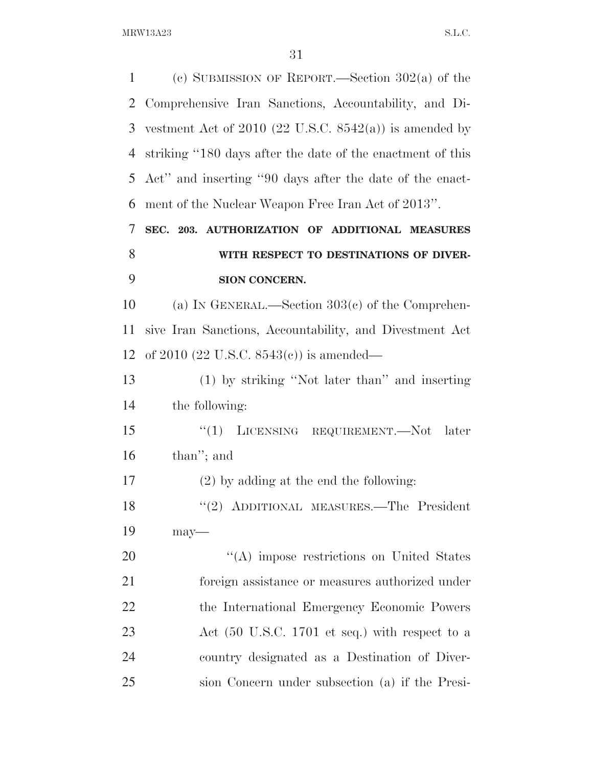(c) SUBMISSION OF REPORT.—Section 302(a) of the Comprehensive Iran Sanctions, Accountability, and Divestment Act of 2010 (22 U.S.C. 8542(a)) is amended by striking "180 days after the date of the enactment of this Act" and inserting "90 days after the date of the enactment of the Nuclear Weapon Free Iran Act of 2013".

**SEC. 203. AUTHORIZATION OF ADDITIONAL MEASURES WITH RESPECT TO DESTINATIONS OF DIVERSION CONCERN.**

(a) IN GENERAL.—Section 303(c) of the Comprehensive Iran Sanctions, Accountability, and Divestment Act of 2010 (22 U.S.C. 8543(c)) is amended—

(1) by striking "Not later than" and inserting the following:

"(1) LICENSING REQUIREMENT.—Not later than"; and

(2) by adding at the end the following:

"(2) ADDITIONAL MEASURES.—The President may—

"(A) impose restrictions on United States foreign assistance or measures authorized under the International Emergency Economic Powers Act (50 U.S.C. 1701 et seq.) with respect to a country designated as a Destination of Diversion Concern under subsection (a) if the Presi-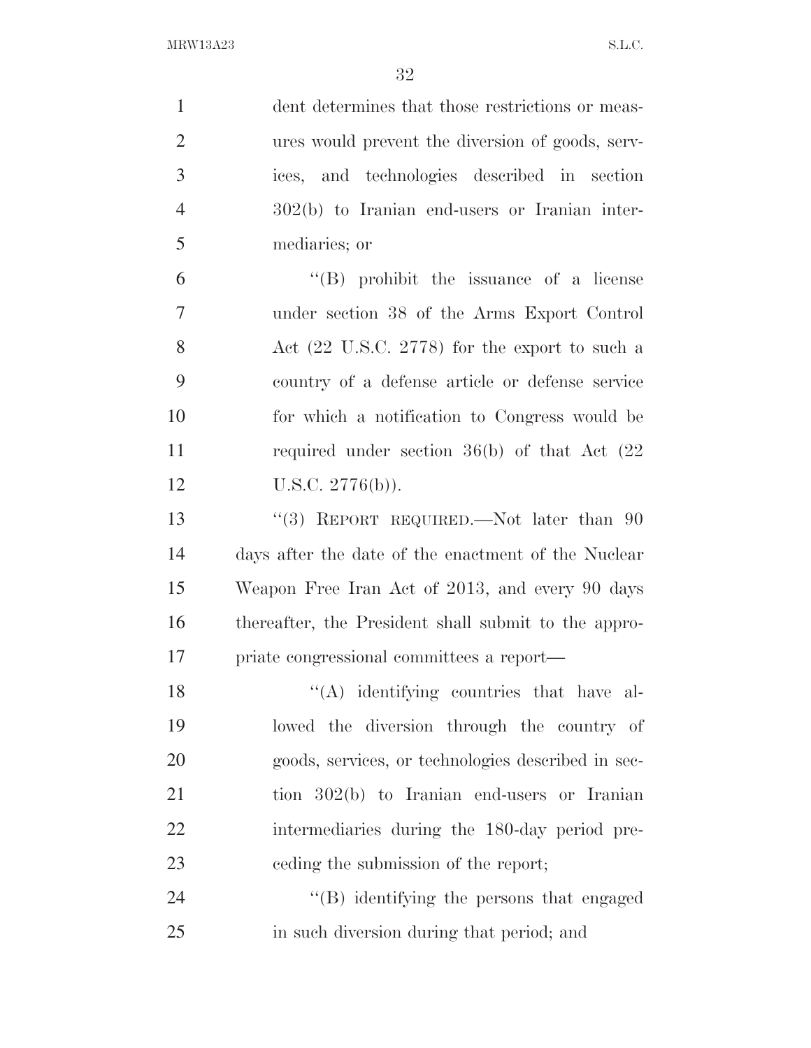dent determines that those restrictions or measures would prevent the diversion of goods, services, and technologies described in section 302(b) to Iranian end-users or Iranian intermediaries; or

"(B) prohibit the issuance of a license under section 38 of the Arms Export Control Act (22 U.S.C. 2778) for the export to such a country of a defense article or defense service for which a notification to Congress would be required under section 36(b) of that Act (22 U.S.C. 2776(b)).

"(3) REPORT REQUIRED.—Not later than 90 days after the date of the enactment of the Nuclear Weapon Free Iran Act of 2013, and every 90 days thereafter, the President shall submit to the appropriate congressional committees a report—

"(A) identifying countries that have allowed the diversion through the country of goods, services, or technologies described in section 302(b) to Iranian end-users or Iranian intermediaries during the 180-day period preceding the submission of the report;

"(B) identifying the persons that engaged in such diversion during that period; and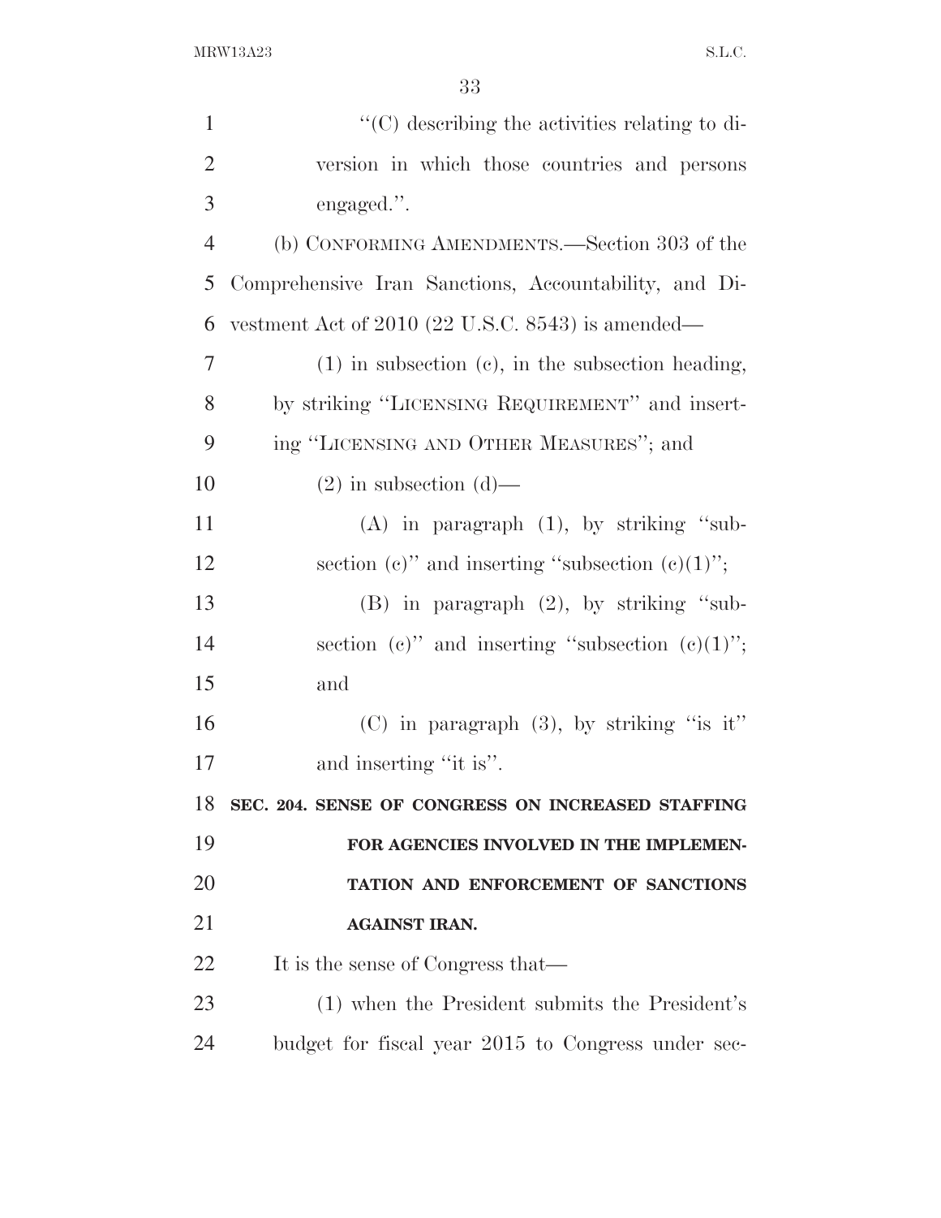"(C) describing the activities relating to diversion in which those countries and persons engaged.".

(b) CONFORMING AMENDMENTS.—Section 303 of the Comprehensive Iran Sanctions, Accountability, and Divestment Act of 2010 (22 U.S.C. 8543) is amended—

(1) in subsection (c), in the subsection heading, by striking "LICENSING REQUIREMENT" and inserting "LICENSING AND OTHER MEASURES"; and

(2) in subsection (d)—

(A) in paragraph (1), by striking "subsection (c)" and inserting "subsection (c)(1)";

(B) in paragraph (2), by striking "subsection (c)" and inserting "subsection (c)(1)"; and

(C) in paragraph (3), by striking "is it" and inserting "it is".

**SEC. 204. SENSE OF CONGRESS ON INCREASED STAFFING FOR AGENCIES INVOLVED IN THE IMPLEMENTATION AND ENFORCEMENT OF SANCTIONS AGAINST IRAN.**

It is the sense of Congress that—

(1) when the President submits the President's budget for fiscal year 2015 to Congress under sec-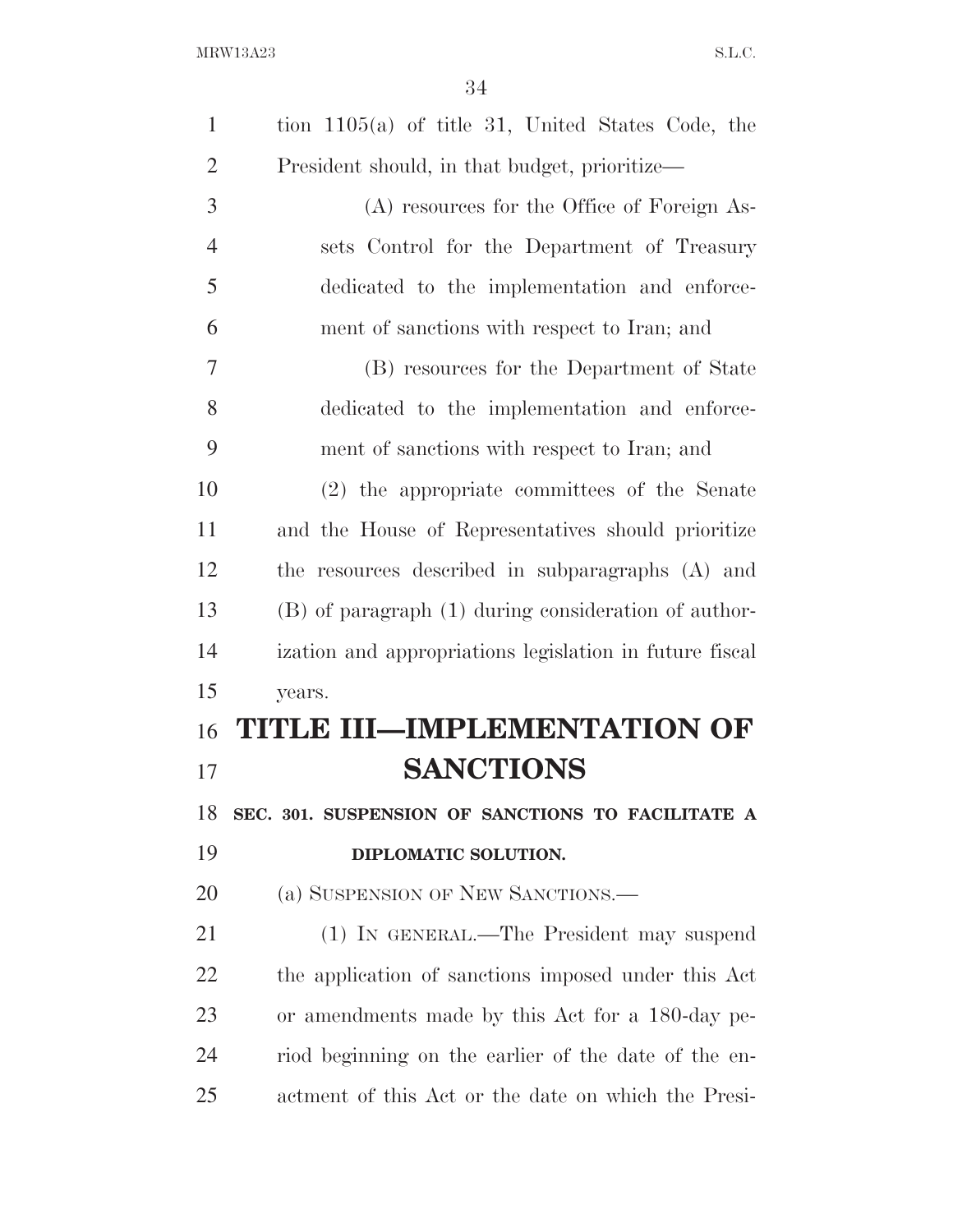tion 1105(a) of title 31, United States Code, the President should, in that budget, prioritize—

(A) resources for the Office of Foreign Assets Control for the Department of Treasury dedicated to the implementation and enforcement of sanctions with respect to Iran; and

(B) resources for the Department of State dedicated to the implementation and enforcement of sanctions with respect to Iran; and

(2) the appropriate committees of the Senate and the House of Representatives should prioritize the resources described in subparagraphs (A) and (B) of paragraph (1) during consideration of authorization and appropriations legislation in future fiscal years.

# TITLE III—IMPLEMENTATION OF SANCTIONS

### SEC. 301. SUSPENSION OF SANCTIONS TO FACILITATE A DIPLOMATIC SOLUTION.

(a) SUSPENSION OF NEW SANCTIONS.—

(1) IN GENERAL.—The President may suspend the application of sanctions imposed under this Act or amendments made by this Act for a 180-day period beginning on the earlier of the date of the enactment of this Act or the date on which the Presi-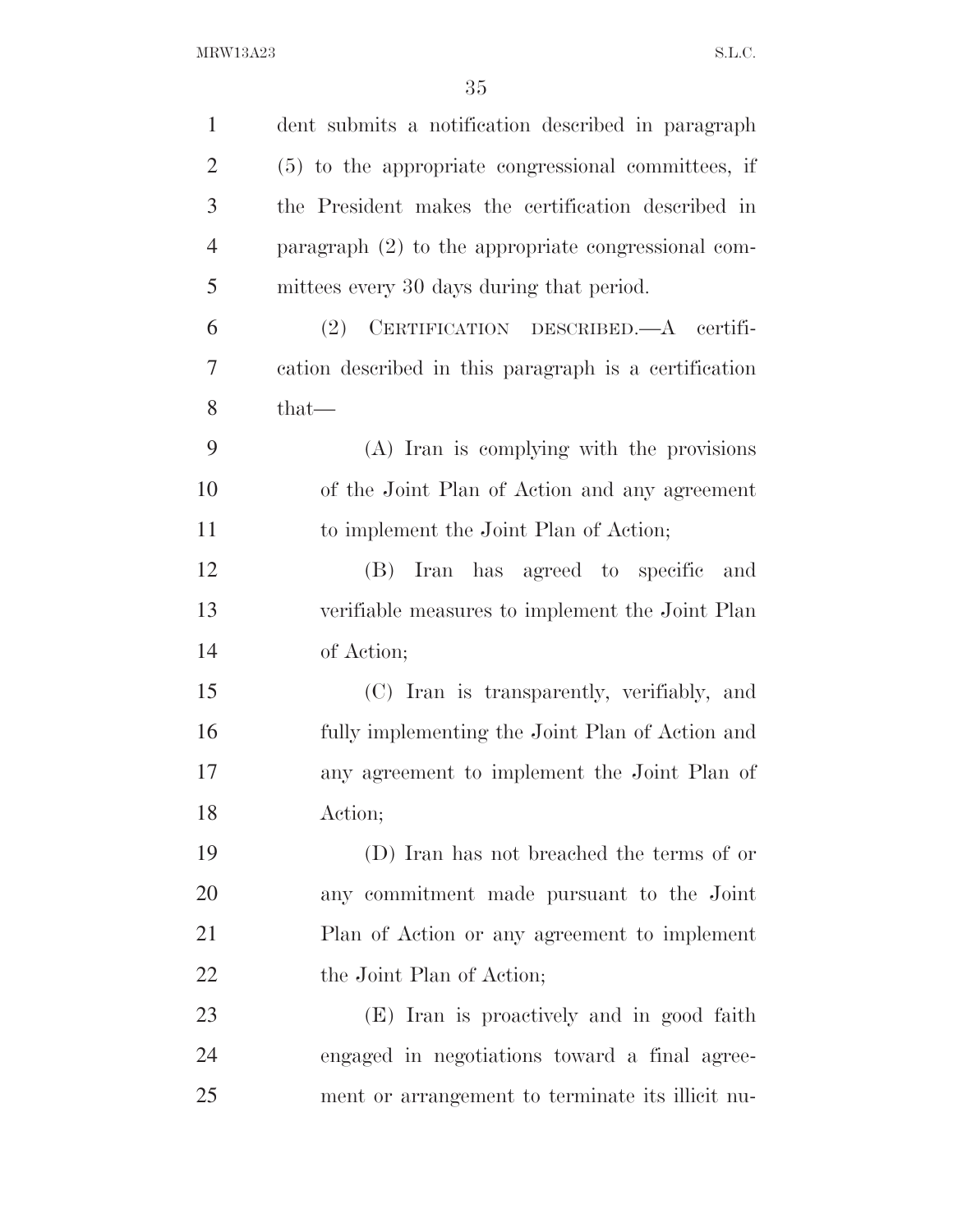dent submits a notification described in paragraph (5) to the appropriate congressional committees, if the President makes the certification described in paragraph (2) to the appropriate congressional committees every 30 days during that period.

(2) CERTIFICATION DESCRIBED.—A certification described in this paragraph is a certification that—

(A) Iran is complying with the provisions of the Joint Plan of Action and any agreement to implement the Joint Plan of Action;

(B) Iran has agreed to specific and verifiable measures to implement the Joint Plan of Action;

(C) Iran is transparently, verifiably, and fully implementing the Joint Plan of Action and any agreement to implement the Joint Plan of Action;

(D) Iran has not breached the terms of or any commitment made pursuant to the Joint Plan of Action or any agreement to implement the Joint Plan of Action;

(E) Iran is proactively and in good faith engaged in negotiations toward a final agreement or arrangement to terminate its illicit nu-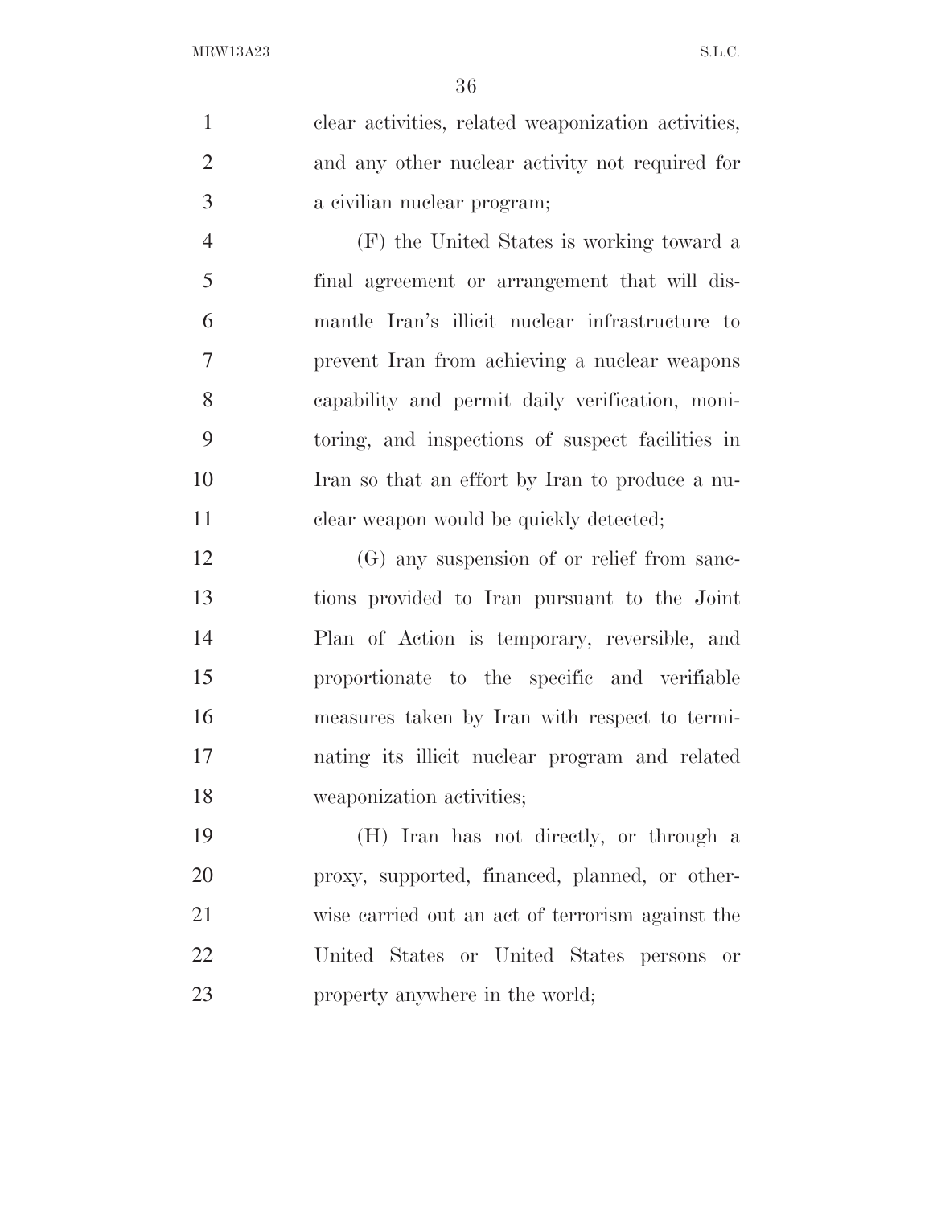clear activities, related weaponization activities, and any other nuclear activity not required for a civilian nuclear program;

(F) the United States is working toward a final agreement or arrangement that will dismantle Iran's illicit nuclear infrastructure to prevent Iran from achieving a nuclear weapons capability and permit daily verification, monitoring, and inspections of suspect facilities in Iran so that an effort by Iran to produce a nuclear weapon would be quickly detected;

(G) any suspension of or relief from sanctions provided to Iran pursuant to the Joint Plan of Action is temporary, reversible, and proportionate to the specific and verifiable measures taken by Iran with respect to terminating its illicit nuclear program and related weaponization activities;

(H) Iran has not directly, or through a proxy, supported, financed, planned, or otherwise carried out an act of terrorism against the United States or United States persons or property anywhere in the world;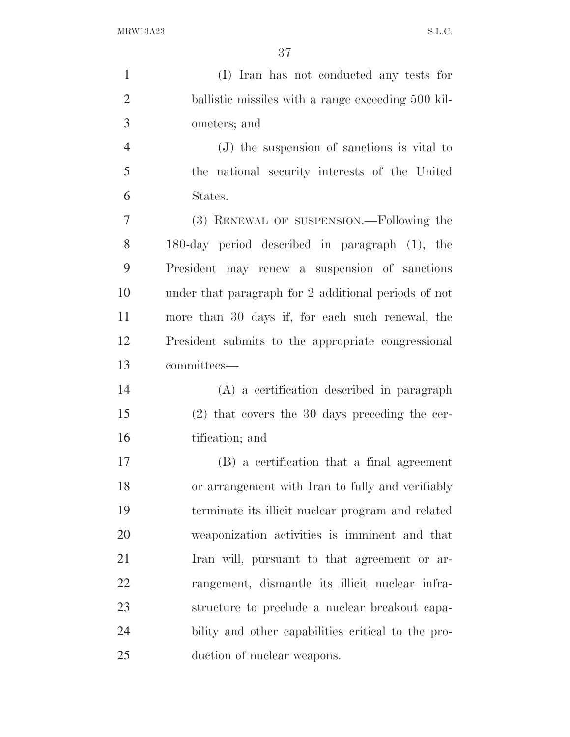(I) Iran has not conducted any tests for ballistic missiles with a range exceeding 500 kilometers; and

(J) the suspension of sanctions is vital to the national security interests of the United States.

(3) RENEWAL OF SUSPENSION.—Following the 180-day period described in paragraph (1), the President may renew a suspension of sanctions under that paragraph for 2 additional periods of not more than 30 days if, for each such renewal, the President submits to the appropriate congressional committees—

(A) a certification described in paragraph (2) that covers the 30 days preceding the certification; and

(B) a certification that a final agreement or arrangement with Iran to fully and verifiably terminate its illicit nuclear program and related weaponization activities is imminent and that Iran will, pursuant to that agreement or arrangement, dismantle its illicit nuclear infrastructure to preclude a nuclear breakout capability and other capabilities critical to the production of nuclear weapons.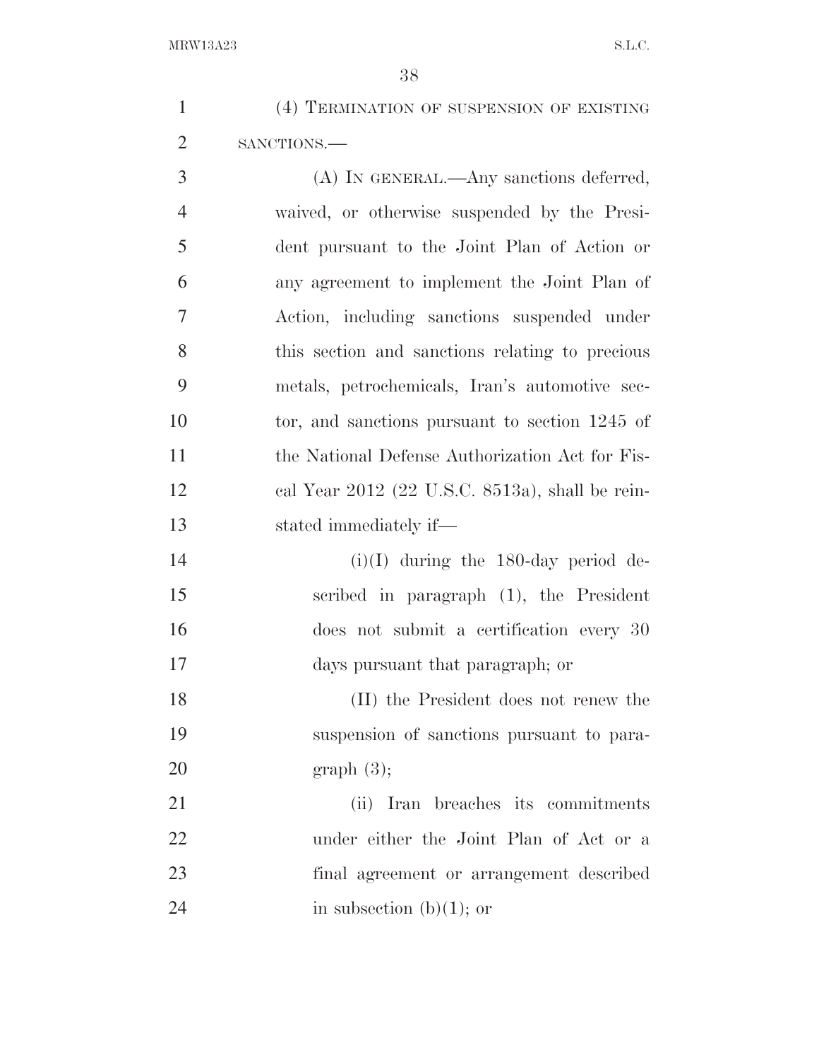(4) TERMINATION OF SUSPENSION OF EXISTING SANCTIONS.—

(A) IN GENERAL.—Any sanctions deferred, waived, or otherwise suspended by the President pursuant to the Joint Plan of Action or any agreement to implement the Joint Plan of Action, including sanctions suspended under this section and sanctions relating to precious metals, petrochemicals, Iran's automotive sector, and sanctions pursuant to section 1245 of the National Defense Authorization Act for Fiscal Year 2012 (22 U.S.C. 8513a), shall be reinstated immediately if—

(i)(I) during the 180-day period described in paragraph (1), the President does not submit a certification every 30 days pursuant that paragraph; or

(II) the President does not renew the suspension of sanctions pursuant to paragraph (3);

(ii) Iran breaches its commitments under either the Joint Plan of Act or a final agreement or arrangement described in subsection (b)(1); or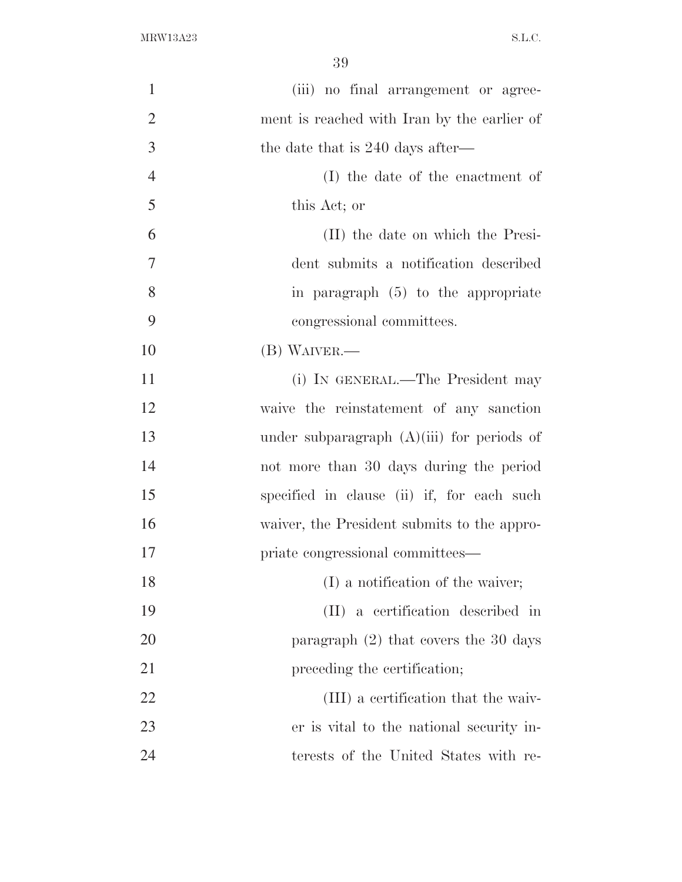(iii) no final arrangement or agreement is reached with Iran by the earlier of the date that is 240 days after—

(I) the date of the enactment of this Act; or

(II) the date on which the President submits a notification described in paragraph (5) to the appropriate congressional committees.

(B) WAIVER.—

(i) IN GENERAL.—The President may waive the reinstatement of any sanction under subparagraph (A)(iii) for periods of not more than 30 days during the period specified in clause (ii) if, for each such waiver, the President submits to the appropriate congressional committees—

(I) a notification of the waiver;

(II) a certification described in paragraph (2) that covers the 30 days preceding the certification;

(III) a certification that the waiver is vital to the national security interests of the United States with re-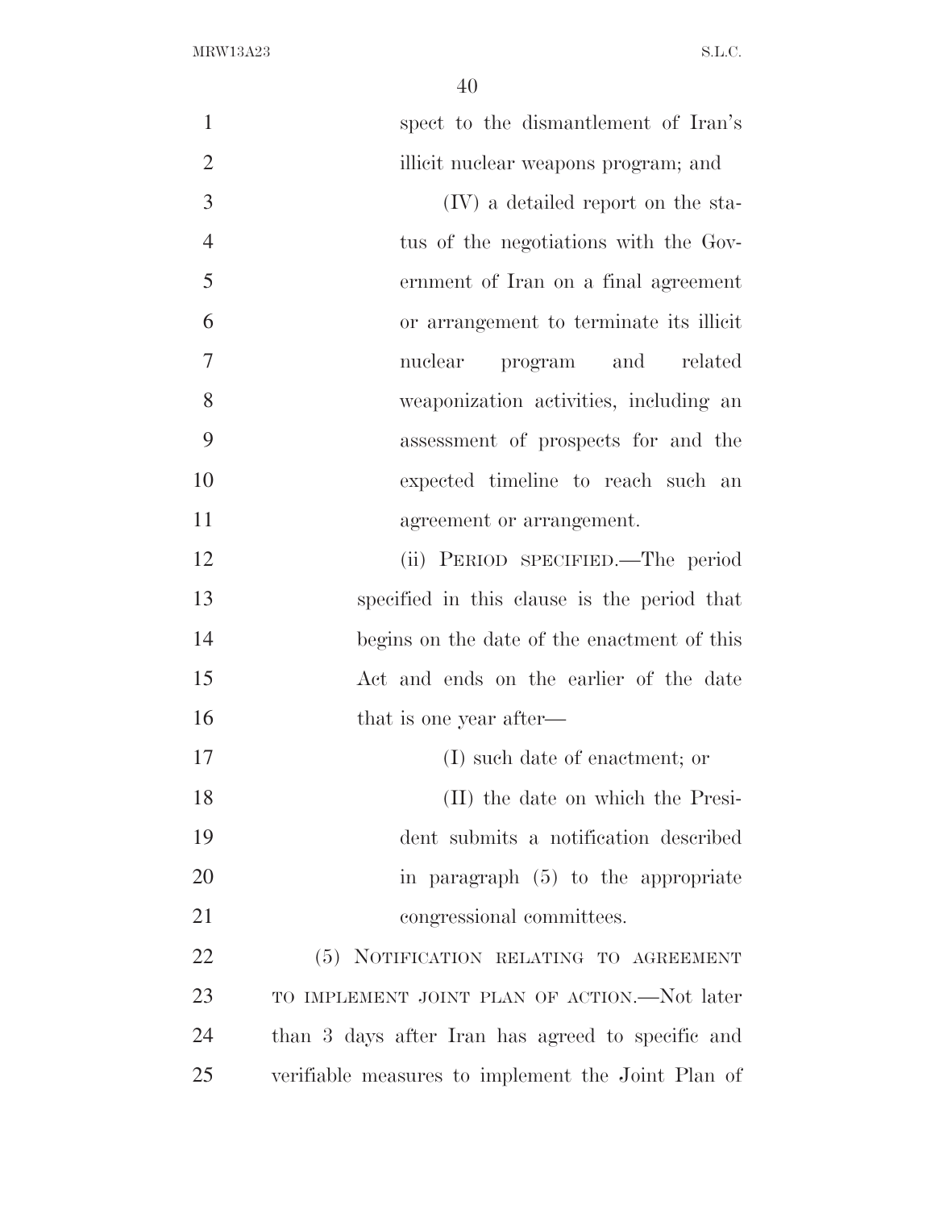spect to the dismantlement of Iran's illicit nuclear weapons program; and

(IV) a detailed report on the status of the negotiations with the Government of Iran on a final agreement or arrangement to terminate its illicit nuclear program and related weaponization activities, including an assessment of prospects for and the expected timeline to reach such an agreement or arrangement.

(ii) PERIOD SPECIFIED.—The period specified in this clause is the period that begins on the date of the enactment of this Act and ends on the earlier of the date that is one year after—

(I) such date of enactment; or

(II) the date on which the President submits a notification described in paragraph (5) to the appropriate congressional committees.

(5) NOTIFICATION RELATING TO AGREEMENT TO IMPLEMENT JOINT PLAN OF ACTION.—Not later than 3 days after Iran has agreed to specific and verifiable measures to implement the Joint Plan of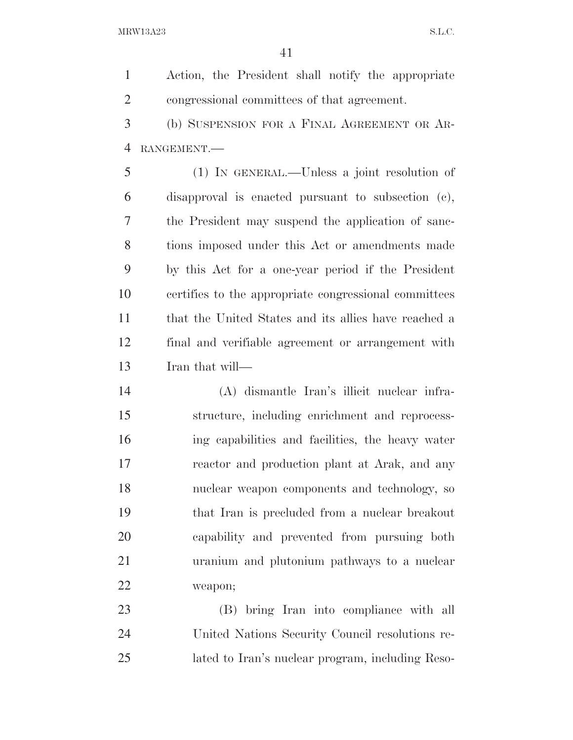Action, the President shall notify the appropriate congressional committees of that agreement.

(b) SUSPENSION FOR A FINAL AGREEMENT OR ARRANGEMENT.—

(1) IN GENERAL.—Unless a joint resolution of disapproval is enacted pursuant to subsection (c), the President may suspend the application of sanctions imposed under this Act or amendments made by this Act for a one-year period if the President certifies to the appropriate congressional committees that the United States and its allies have reached a final and verifiable agreement or arrangement with Iran that will—

(A) dismantle Iran's illicit nuclear infrastructure, including enrichment and reprocessing capabilities and facilities, the heavy water reactor and production plant at Arak, and any nuclear weapon components and technology, so that Iran is precluded from a nuclear breakout capability and prevented from pursuing both uranium and plutonium pathways to a nuclear weapon;

(B) bring Iran into compliance with all United Nations Security Council resolutions related to Iran's nuclear program, including Reso-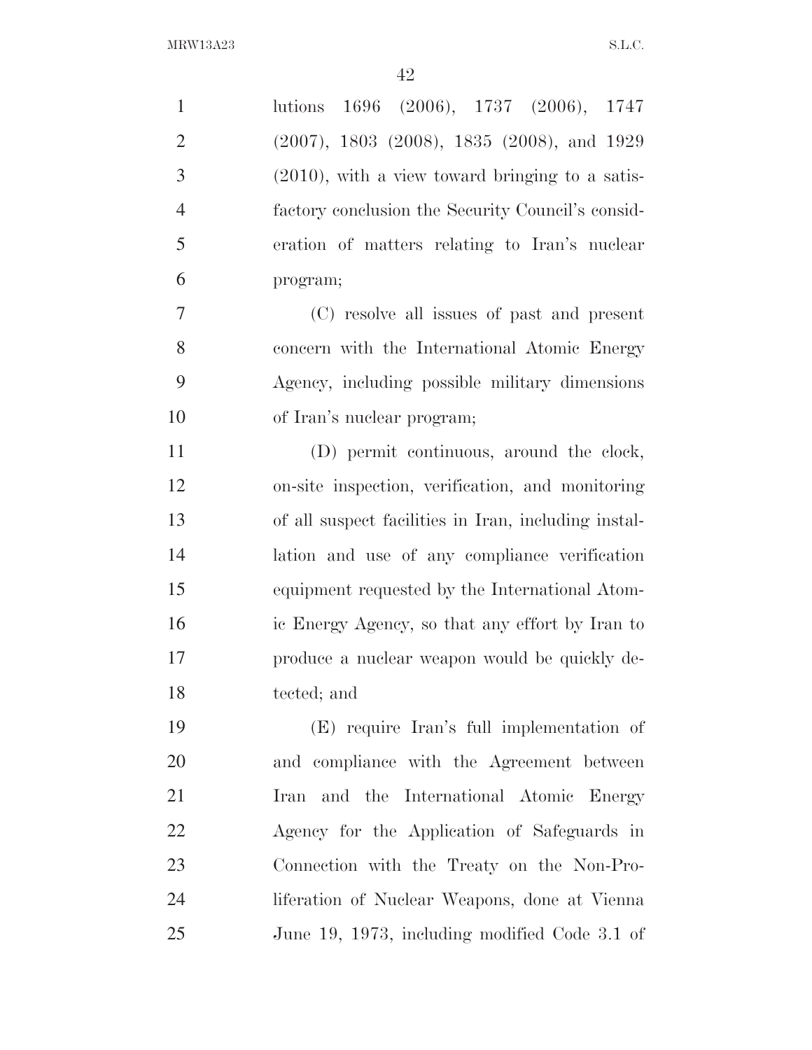lutions 1696 (2006), 1737 (2006), 1747 (2007), 1803 (2008), 1835 (2008), and 1929 (2010), with a view toward bringing to a satisfactory conclusion the Security Council's consideration of matters relating to Iran's nuclear program;

(C) resolve all issues of past and present concern with the International Atomic Energy Agency, including possible military dimensions of Iran's nuclear program;

(D) permit continuous, around the clock, on-site inspection, verification, and monitoring of all suspect facilities in Iran, including installation and use of any compliance verification equipment requested by the International Atomic Energy Agency, so that any effort by Iran to produce a nuclear weapon would be quickly detected; and

(E) require Iran's full implementation of and compliance with the Agreement between Iran and the International Atomic Energy Agency for the Application of Safeguards in Connection with the Treaty on the Non-Proliferation of Nuclear Weapons, done at Vienna June 19, 1973, including modified Code 3.1 of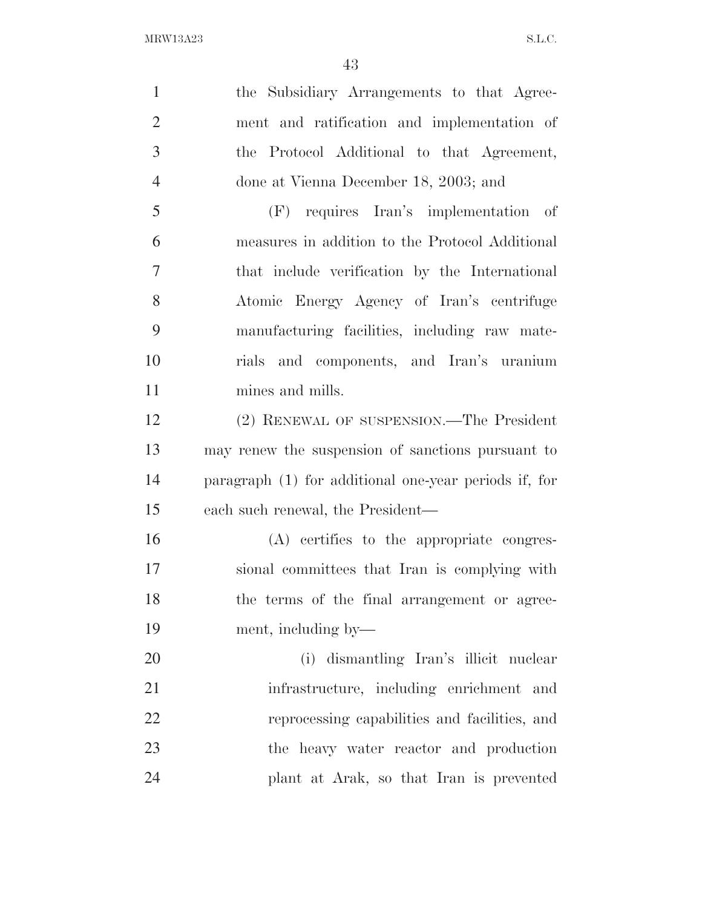the Subsidiary Arrangements to that Agreement and ratification and implementation of the Protocol Additional to that Agreement, done at Vienna December 18, 2003; and

(F) requires Iran's implementation of measures in addition to the Protocol Additional that include verification by the International Atomic Energy Agency of Iran's centrifuge manufacturing facilities, including raw materials and components, and Iran's uranium mines and mills.

(2) RENEWAL OF SUSPENSION.—The President may renew the suspension of sanctions pursuant to paragraph (1) for additional one-year periods if, for each such renewal, the President—

(A) certifies to the appropriate congressional committees that Iran is complying with the terms of the final arrangement or agreement, including by—

(i) dismantling Iran's illicit nuclear infrastructure, including enrichment and reprocessing capabilities and facilities, and the heavy water reactor and production plant at Arak, so that Iran is prevented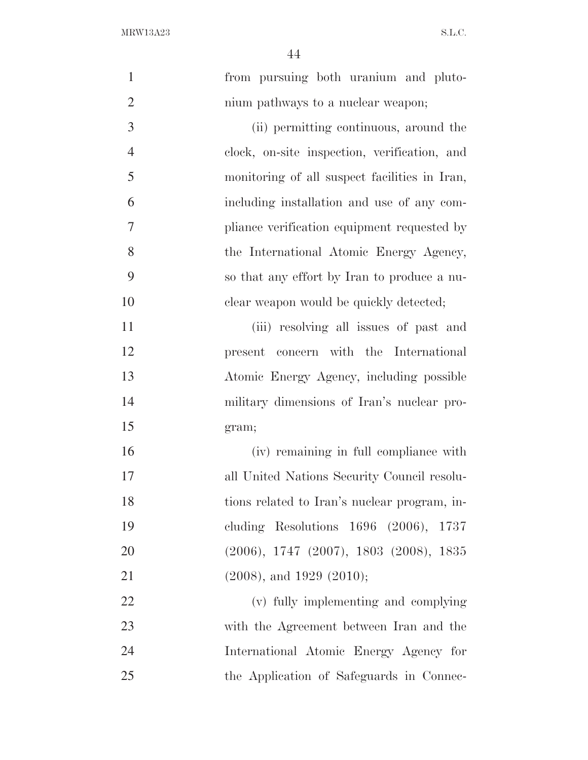from pursuing both uranium and plutonium pathways to a nuclear weapon;

(ii) permitting continuous, around the clock, on-site inspection, verification, and monitoring of all suspect facilities in Iran, including installation and use of any compliance verification equipment requested by the International Atomic Energy Agency, so that any effort by Iran to produce a nuclear weapon would be quickly detected;

(iii) resolving all issues of past and present concern with the International Atomic Energy Agency, including possible military dimensions of Iran's nuclear program;

(iv) remaining in full compliance with all United Nations Security Council resolutions related to Iran's nuclear program, including Resolutions 1696 (2006), 1737 (2006), 1747 (2007), 1803 (2008), 1835 (2008), and 1929 (2010);

(v) fully implementing and complying with the Agreement between Iran and the International Atomic Energy Agency for the Application of Safeguards in Connec-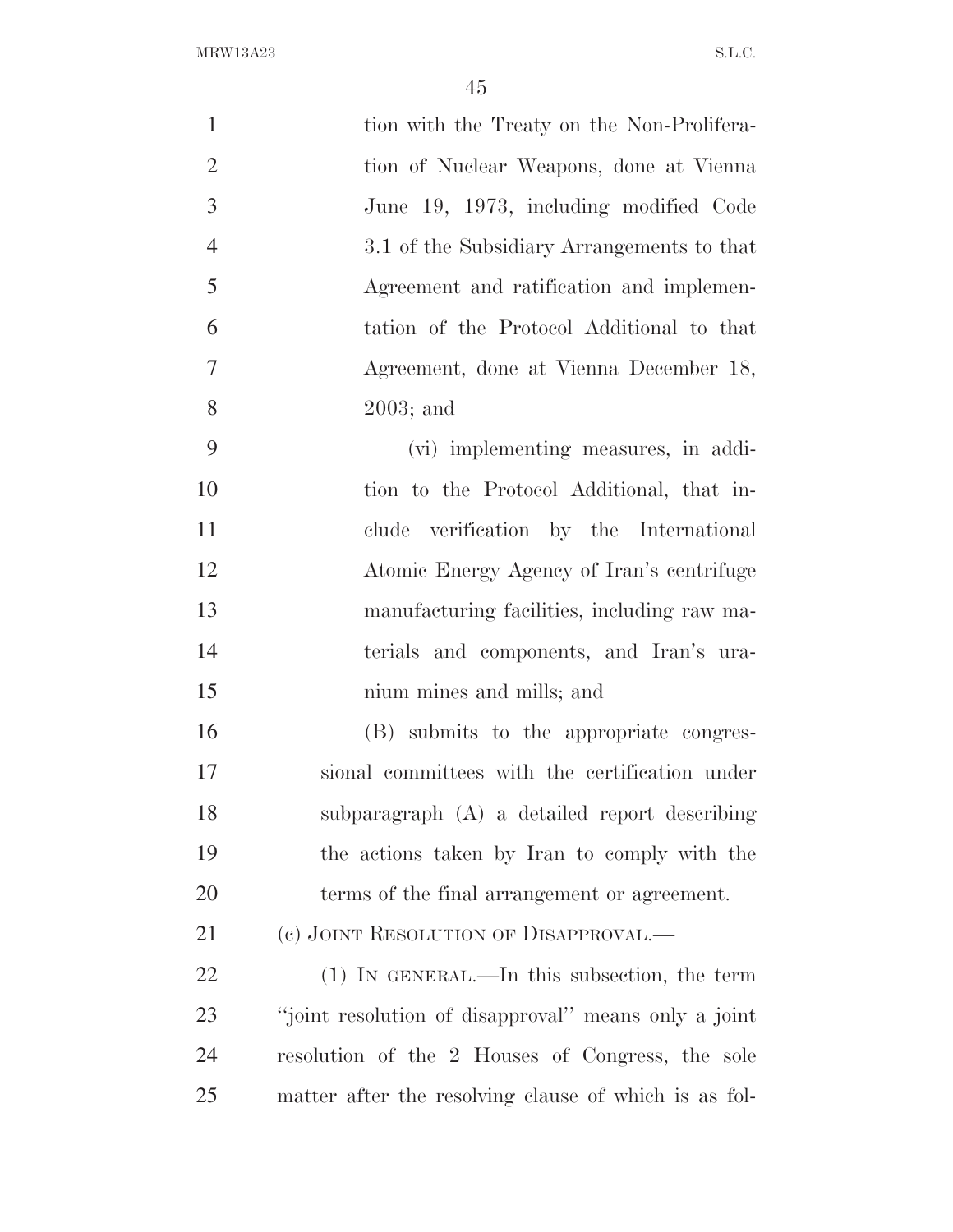tion with the Treaty on the Non-Proliferation of Nuclear Weapons, done at Vienna June 19, 1973, including modified Code 3.1 of the Subsidiary Arrangements to that Agreement and ratification and implementation of the Protocol Additional to that Agreement, done at Vienna December 18, 2003; and

(vi) implementing measures, in addition to the Protocol Additional, that include verification by the International Atomic Energy Agency of Iran's centrifuge manufacturing facilities, including raw materials and components, and Iran's uranium mines and mills; and

(B) submits to the appropriate congressional committees with the certification under subparagraph (A) a detailed report describing the actions taken by Iran to comply with the terms of the final arrangement or agreement.

(c) JOINT RESOLUTION OF DISAPPROVAL.—

(1) IN GENERAL.—In this subsection, the term "joint resolution of disapproval" means only a joint resolution of the 2 Houses of Congress, the sole matter after the resolving clause of which is as fol-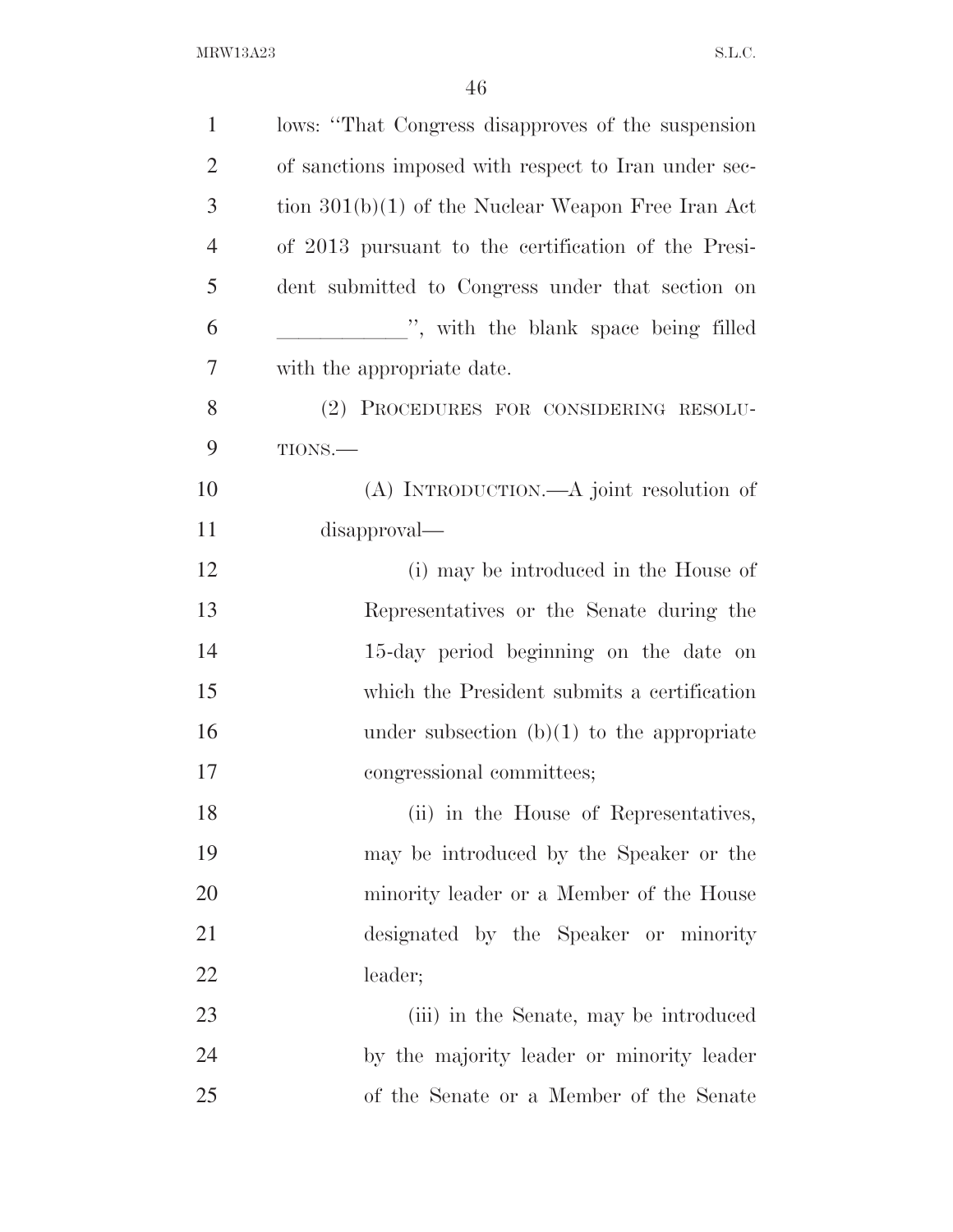lows: "That Congress disapproves of the suspension of sanctions imposed with respect to Iran under section 301(b)(1) of the Nuclear Weapon Free Iran Act of 2013 pursuant to the certification of the President submitted to Congress under that section on ____________", with the blank space being filled with the appropriate date.

(2) PROCEDURES FOR CONSIDERING RESOLUTIONS.—

(A) INTRODUCTION.—A joint resolution of disapproval—

(i) may be introduced in the House of Representatives or the Senate during the 15-day period beginning on the date on which the President submits a certification under subsection (b)(1) to the appropriate congressional committees;

(ii) in the House of Representatives, may be introduced by the Speaker or the minority leader or a Member of the House designated by the Speaker or minority leader;

(iii) in the Senate, may be introduced by the majority leader or minority leader of the Senate or a Member of the Senate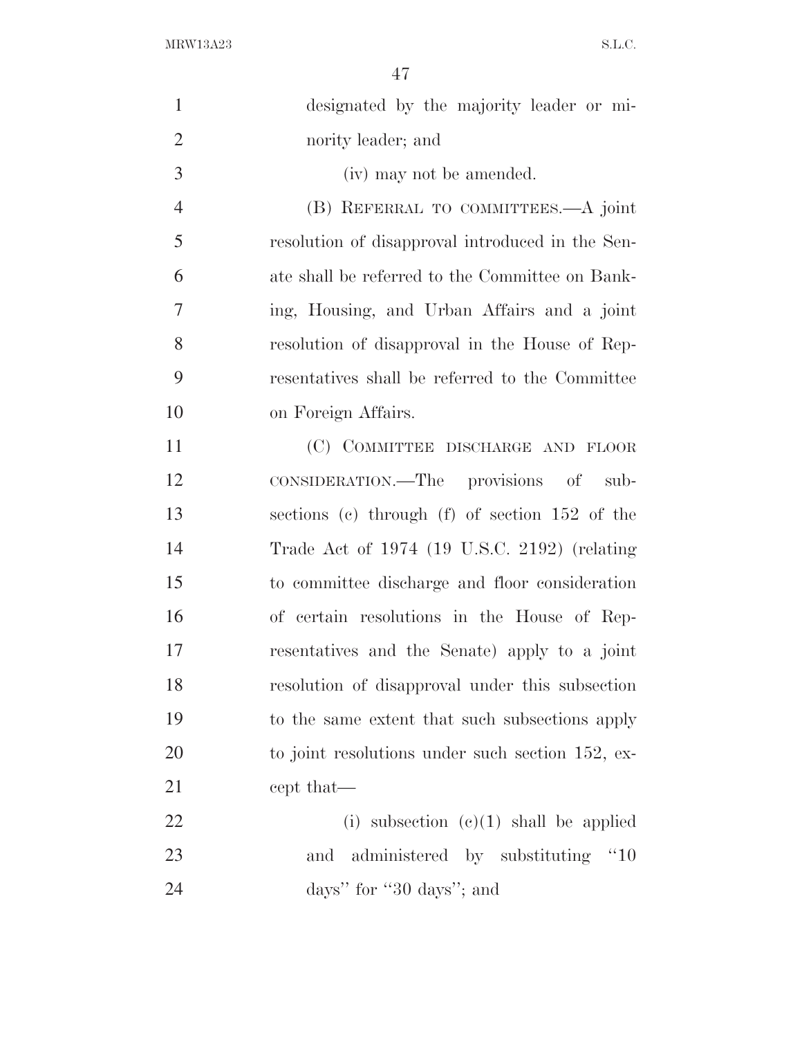designated by the majority leader or minority leader; and

(iv) may not be amended.

(B) REFERRAL TO COMMITTEES.—A joint resolution of disapproval introduced in the Senate shall be referred to the Committee on Banking, Housing, and Urban Affairs and a joint resolution of disapproval in the House of Representatives shall be referred to the Committee on Foreign Affairs.

(C) COMMITTEE DISCHARGE AND FLOOR CONSIDERATION.—The provisions of subsections (c) through (f) of section 152 of the Trade Act of 1974 (19 U.S.C. 2192) (relating to committee discharge and floor consideration of certain resolutions in the House of Representatives and the Senate) apply to a joint resolution of disapproval under this subsection to the same extent that such subsections apply to joint resolutions under such section 152, except that—

(i) subsection (c)(1) shall be applied and administered by substituting ''10 days'' for ''30 days''; and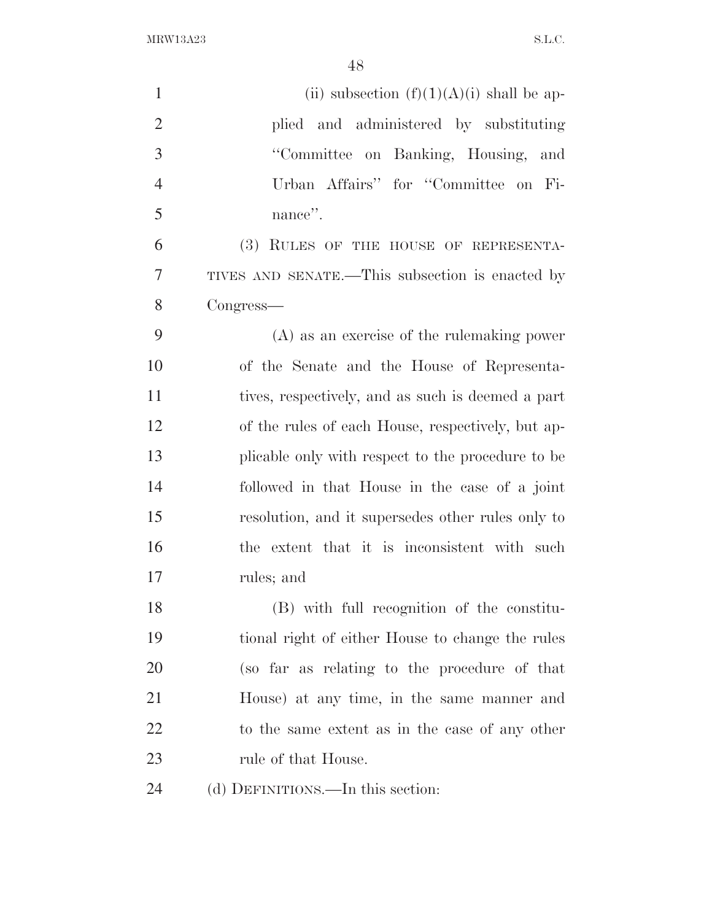(ii) subsection (f)(1)(A)(i) shall be applied and administered by substituting "Committee on Banking, Housing, and Urban Affairs" for "Committee on Finance".

(3) RULES OF THE HOUSE OF REPRESENTATIVES AND SENATE.—This subsection is enacted by Congress—

(A) as an exercise of the rulemaking power of the Senate and the House of Representatives, respectively, and as such is deemed a part of the rules of each House, respectively, but applicable only with respect to the procedure to be followed in that House in the case of a joint resolution, and it supersedes other rules only to the extent that it is inconsistent with such rules; and

(B) with full recognition of the constitutional right of either House to change the rules (so far as relating to the procedure of that House) at any time, in the same manner and to the same extent as in the case of any other rule of that House.

(d) DEFINITIONS.—In this section: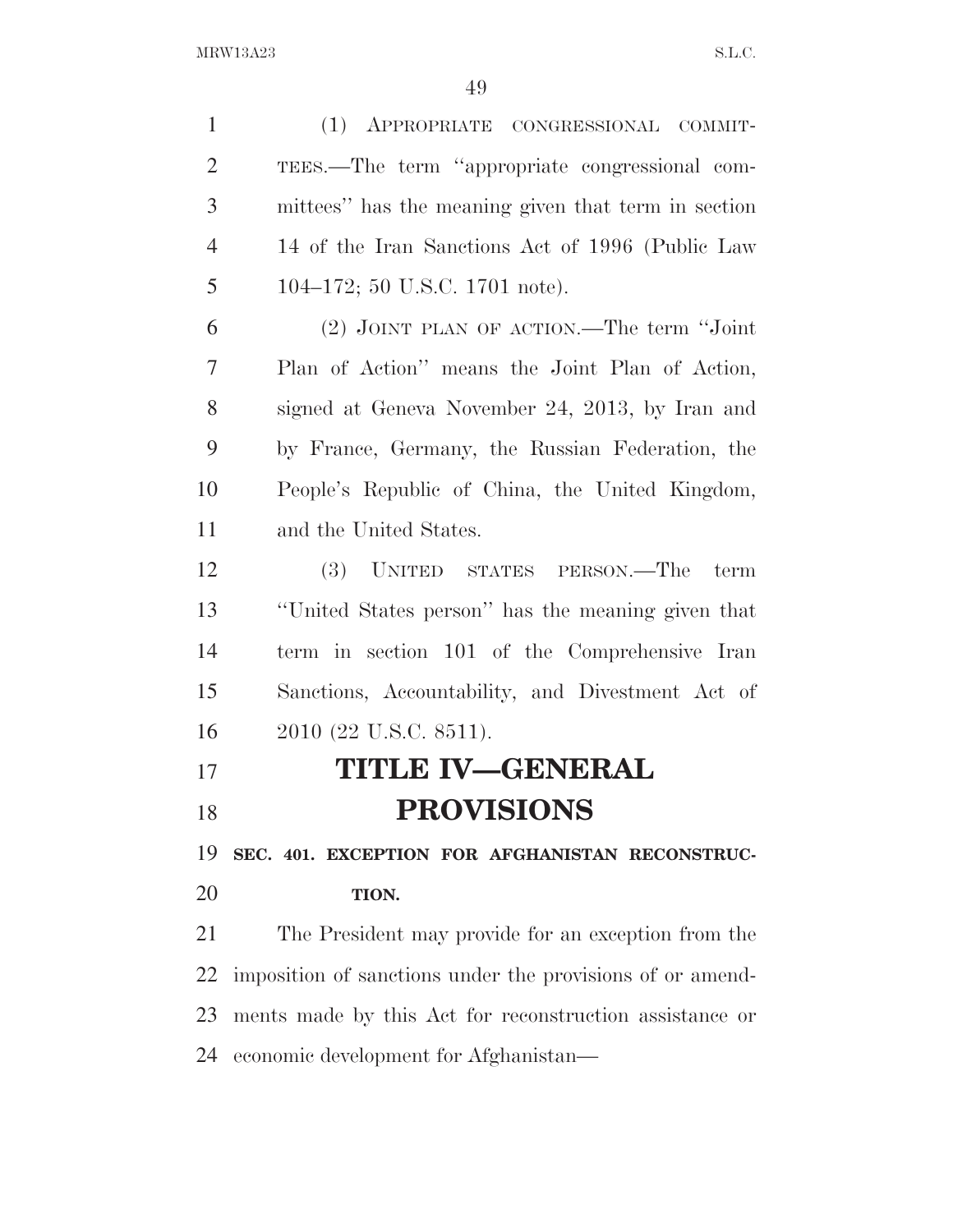(1) APPROPRIATE CONGRESSIONAL COMMITTEES.—The term ''appropriate congressional committees'' has the meaning given that term in section 14 of the Iran Sanctions Act of 1996 (Public Law 104–172; 50 U.S.C. 1701 note).

(2) JOINT PLAN OF ACTION.—The term ''Joint Plan of Action'' means the Joint Plan of Action, signed at Geneva November 24, 2013, by Iran and by France, Germany, the Russian Federation, the People's Republic of China, the United Kingdom, and the United States.

(3) UNITED STATES PERSON.—The term ''United States person'' has the meaning given that term in section 101 of the Comprehensive Iran Sanctions, Accountability, and Divestment Act of 2010 (22 U.S.C. 8511).

# TITLE IV—GENERAL PROVISIONS

## SEC. 401. EXCEPTION FOR AFGHANISTAN RECONSTRUCTION.

The President may provide for an exception from the imposition of sanctions under the provisions of or amendments made by this Act for reconstruction assistance or economic development for Afghanistan—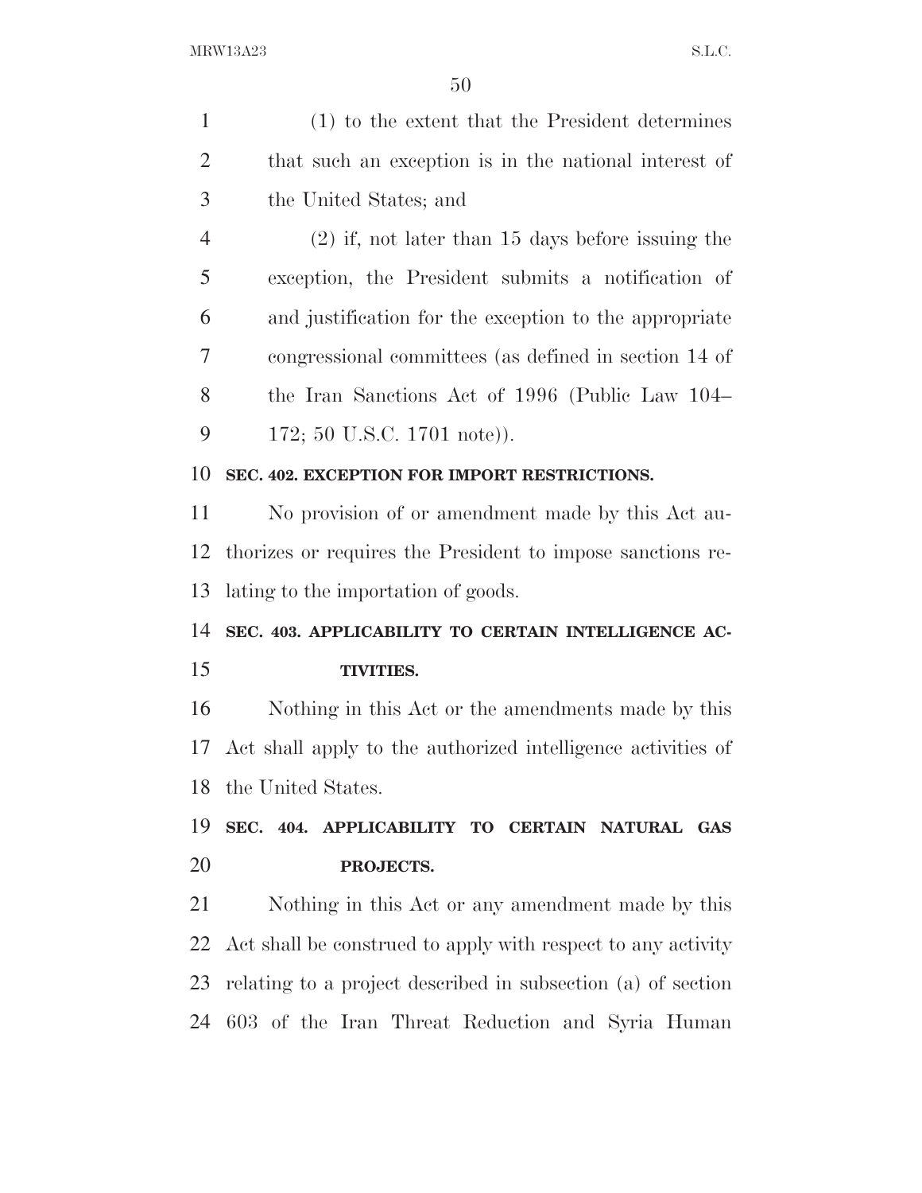(1) to the extent that the President determines that such an exception is in the national interest of the United States; and

(2) if, not later than 15 days before issuing the exception, the President submits a notification of and justification for the exception to the appropriate congressional committees (as defined in section 14 of the Iran Sanctions Act of 1996 (Public Law 104–172; 50 U.S.C. 1701 note)).

**SEC. 402. EXCEPTION FOR IMPORT RESTRICTIONS.**

No provision of or amendment made by this Act authorizes or requires the President to impose sanctions relating to the importation of goods.

**SEC. 403. APPLICABILITY TO CERTAIN INTELLIGENCE ACTIVITIES.**

Nothing in this Act or the amendments made by this Act shall apply to the authorized intelligence activities of the United States.

**SEC. 404. APPLICABILITY TO CERTAIN NATURAL GAS PROJECTS.**

Nothing in this Act or any amendment made by this Act shall be construed to apply with respect to any activity relating to a project described in subsection (a) of section 603 of the Iran Threat Reduction and Syria Human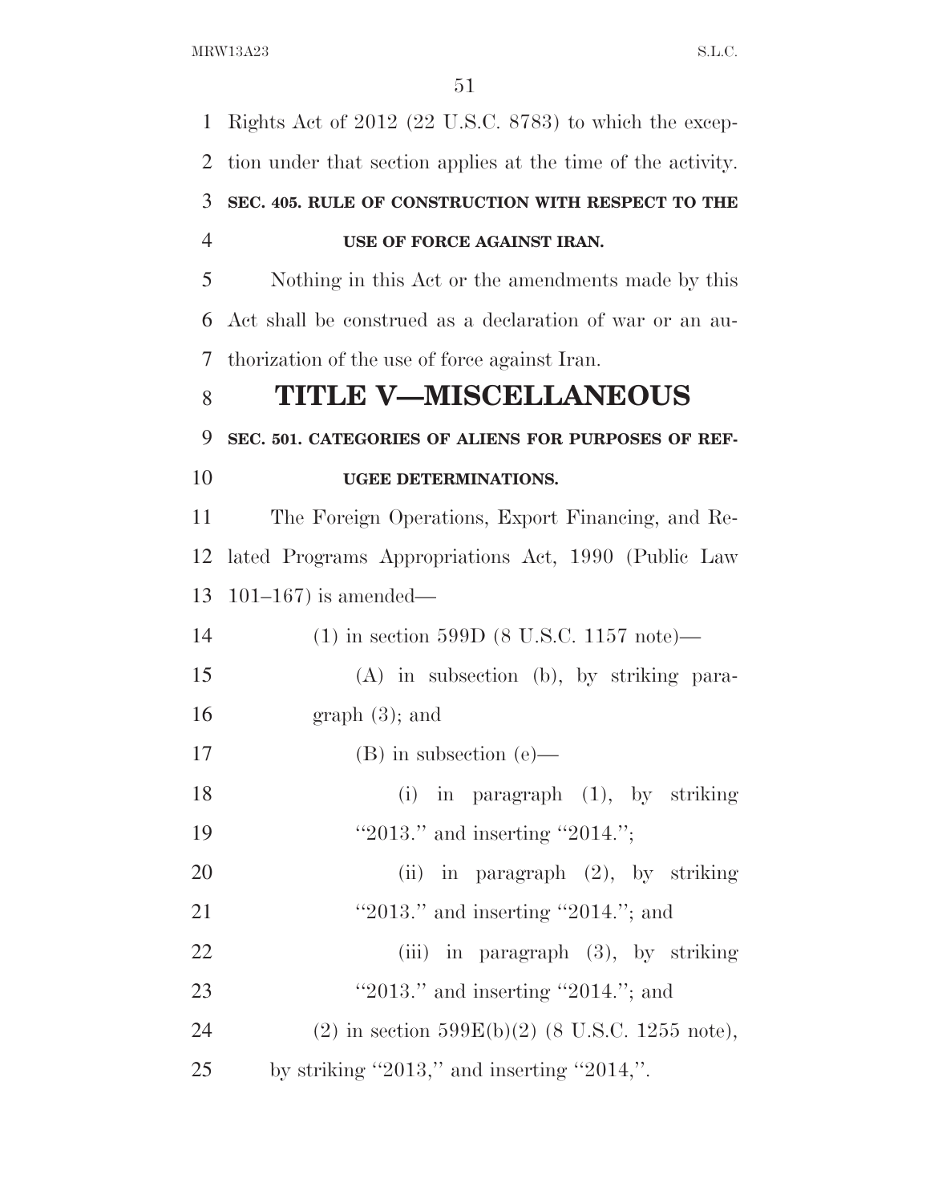Rights Act of 2012 (22 U.S.C. 8783) to which the exception under that section applies at the time of the activity.

**SEC. 405. RULE OF CONSTRUCTION WITH RESPECT TO THE USE OF FORCE AGAINST IRAN.**

Nothing in this Act or the amendments made by this Act shall be construed as a declaration of war or an authorization of the use of force against Iran.

# TITLE V—MISCELLANEOUS

**SEC. 501. CATEGORIES OF ALIENS FOR PURPOSES OF REFUGEE DETERMINATIONS.**

The Foreign Operations, Export Financing, and Related Programs Appropriations Act, 1990 (Public Law 101–167) is amended—

(1) in section 599D (8 U.S.C. 1157 note)—

(A) in subsection (b), by striking paragraph (3); and

(B) in subsection (e)—

(i) in paragraph (1), by striking "2013." and inserting "2014.";

(ii) in paragraph (2), by striking "2013." and inserting "2014."; and

(iii) in paragraph (3), by striking "2013." and inserting "2014."; and

(2) in section 599E(b)(2) (8 U.S.C. 1255 note), by striking "2013," and inserting "2014,".